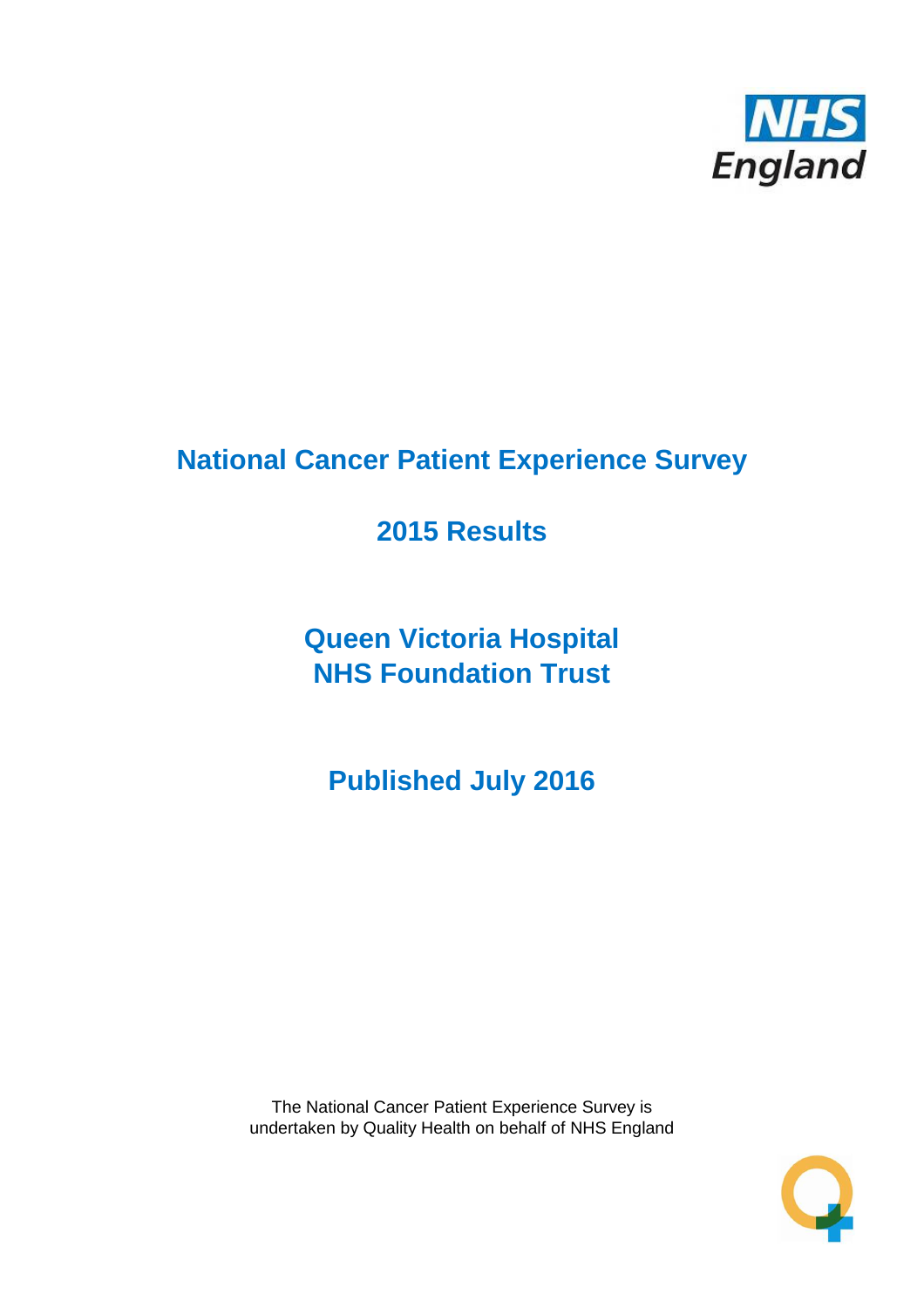NHS England

# National Cancer Patient Experience Survey

## 2015 Results

## Queen Victoria Hospital NHS Foundation Trust

## Published July 2016

The National Cancer Patient Experience Survey is undertaken by Quality Health on behalf of NHS England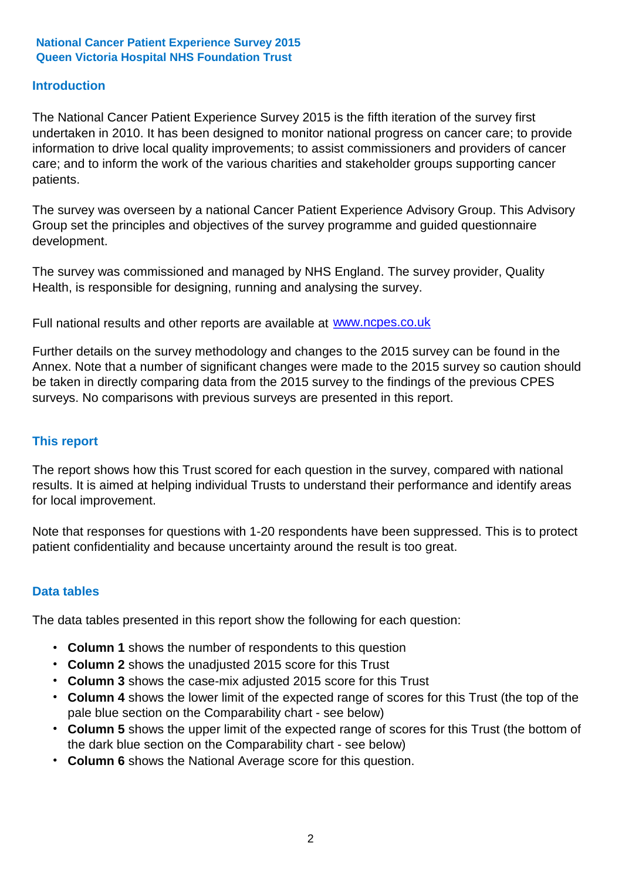**National Cancer Patient Experience Survey 2015**
**Queen Victoria Hospital NHS Foundation Trust**

## Introduction

The National Cancer Patient Experience Survey 2015 is the fifth iteration of the survey first undertaken in 2010. It has been designed to monitor national progress on cancer care; to provide information to drive local quality improvements; to assist commissioners and providers of cancer care; and to inform the work of the various charities and stakeholder groups supporting cancer patients.

The survey was overseen by a national Cancer Patient Experience Advisory Group. This Advisory Group set the principles and objectives of the survey programme and guided questionnaire development.

The survey was commissioned and managed by NHS England. The survey provider, Quality Health, is responsible for designing, running and analysing the survey.

Full national results and other reports are available at [www.ncpes.co.uk](http://www.ncpes.co.uk)

Further details on the survey methodology and changes to the 2015 survey can be found in the Annex. Note that a number of significant changes were made to the 2015 survey so caution should be taken in directly comparing data from the 2015 survey to the findings of the previous CPES surveys. No comparisons with previous surveys are presented in this report.

## This report

The report shows how this Trust scored for each question in the survey, compared with national results. It is aimed at helping individual Trusts to understand their performance and identify areas for local improvement.

Note that responses for questions with 1-20 respondents have been suppressed. This is to protect patient confidentiality and because uncertainty around the result is too great.

## Data tables

The data tables presented in this report show the following for each question:

- **Column 1** shows the number of respondents to this question
- **Column 2** shows the unadjusted 2015 score for this Trust
- **Column 3** shows the case-mix adjusted 2015 score for this Trust
- **Column 4** shows the lower limit of the expected range of scores for this Trust (the top of the pale blue section on the Comparability chart - see below)
- **Column 5** shows the upper limit of the expected range of scores for this Trust (the bottom of the dark blue section on the Comparability chart - see below)
- **Column 6** shows the National Average score for this question.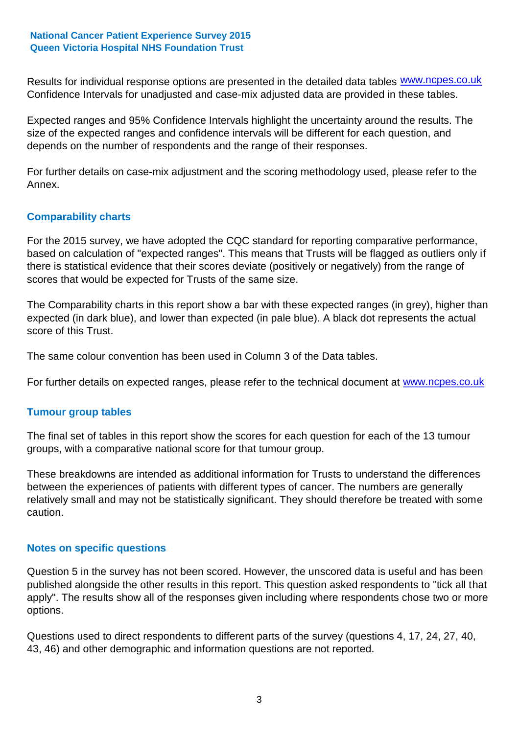Results for individual response options are presented in the detailed data tables www.ncpes.co.uk Confidence Intervals for unadjusted and case-mix adjusted data are provided in these tables.

Expected ranges and 95% Confidence Intervals highlight the uncertainty around the results. The size of the expected ranges and confidence intervals will be different for each question, and depends on the number of respondents and the range of their responses.

For further details on case-mix adjustment and the scoring methodology used, please refer to the Annex.

## Comparability charts

For the 2015 survey, we have adopted the CQC standard for reporting comparative performance, based on calculation of "expected ranges". This means that Trusts will be flagged as outliers only if there is statistical evidence that their scores deviate (positively or negatively) from the range of scores that would be expected for Trusts of the same size.

The Comparability charts in this report show a bar with these expected ranges (in grey), higher than expected (in dark blue), and lower than expected (in pale blue). A black dot represents the actual score of this Trust.

The same colour convention has been used in Column 3 of the Data tables.

For further details on expected ranges, please refer to the technical document at www.ncpes.co.uk

## Tumour group tables

The final set of tables in this report show the scores for each question for each of the 13 tumour groups, with a comparative national score for that tumour group.

These breakdowns are intended as additional information for Trusts to understand the differences between the experiences of patients with different types of cancer. The numbers are generally relatively small and may not be statistically significant. They should therefore be treated with some caution.

## Notes on specific questions

Question 5 in the survey has not been scored. However, the unscored data is useful and has been published alongside the other results in this report. This question asked respondents to "tick all that apply". The results show all of the responses given including where respondents chose two or more options.

Questions used to direct respondents to different parts of the survey (questions 4, 17, 24, 27, 40, 43, 46) and other demographic and information questions are not reported.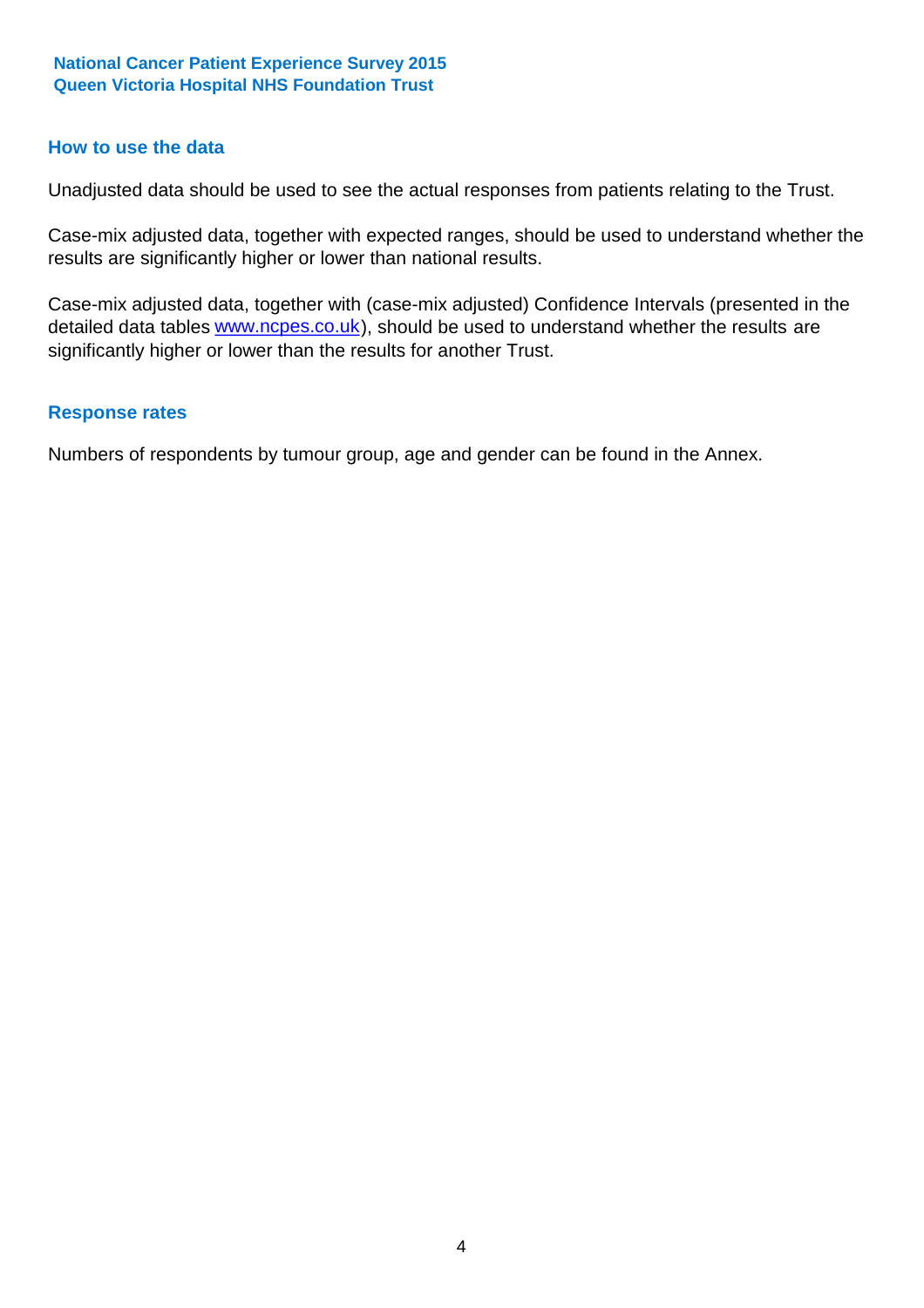## How to use the data

Unadjusted data should be used to see the actual responses from patients relating to the Trust.

Case-mix adjusted data, together with expected ranges, should be used to understand whether the results are significantly higher or lower than national results.

Case-mix adjusted data, together with (case-mix adjusted) Confidence Intervals (presented in the detailed data tables www.ncpes.co.uk), should be used to understand whether the results are significantly higher or lower than the results for another Trust.

## Response rates

Numbers of respondents by tumour group, age and gender can be found in the Annex.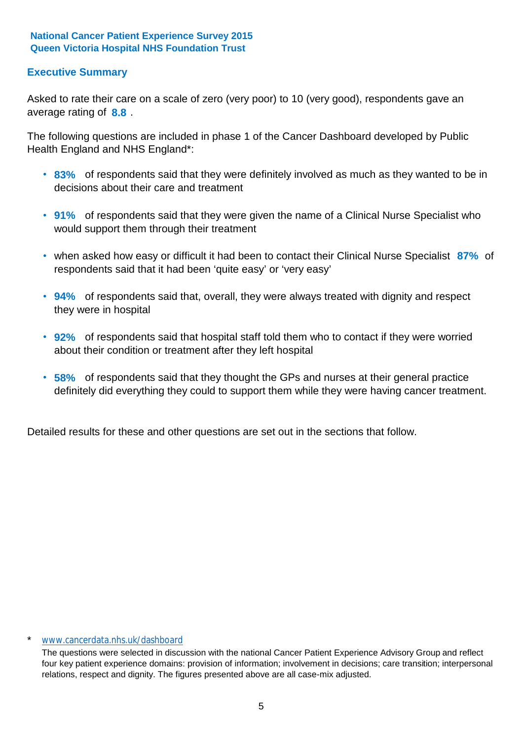**National Cancer Patient Experience Survey 2015**
**Queen Victoria Hospital NHS Foundation Trust**

## Executive Summary

Asked to rate their care on a scale of zero (very poor) to 10 (very good), respondents gave an average rating of **8.8** .

The following questions are included in phase 1 of the Cancer Dashboard developed by Public Health England and NHS England*:

- **83%** of respondents said that they were definitely involved as much as they wanted to be in decisions about their care and treatment
- **91%** of respondents said that they were given the name of a Clinical Nurse Specialist who would support them through their treatment
- when asked how easy or difficult it had been to contact their Clinical Nurse Specialist **87%** of respondents said that it had been 'quite easy' or 'very easy'
- **94%** of respondents said that, overall, they were always treated with dignity and respect they were in hospital
- **92%** of respondents said that hospital staff told them who to contact if they were worried about their condition or treatment after they left hospital
- **58%** of respondents said that they thought the GPs and nurses at their general practice definitely did everything they could to support them while they were having cancer treatment.

Detailed results for these and other questions are set out in the sections that follow.

\* www.cancerdata.nhs.uk/dashboard

The questions were selected in discussion with the national Cancer Patient Experience Advisory Group and reflect four key patient experience domains: provision of information; involvement in decisions; care transition; interpersonal relations, respect and dignity. The figures presented above are all case-mix adjusted.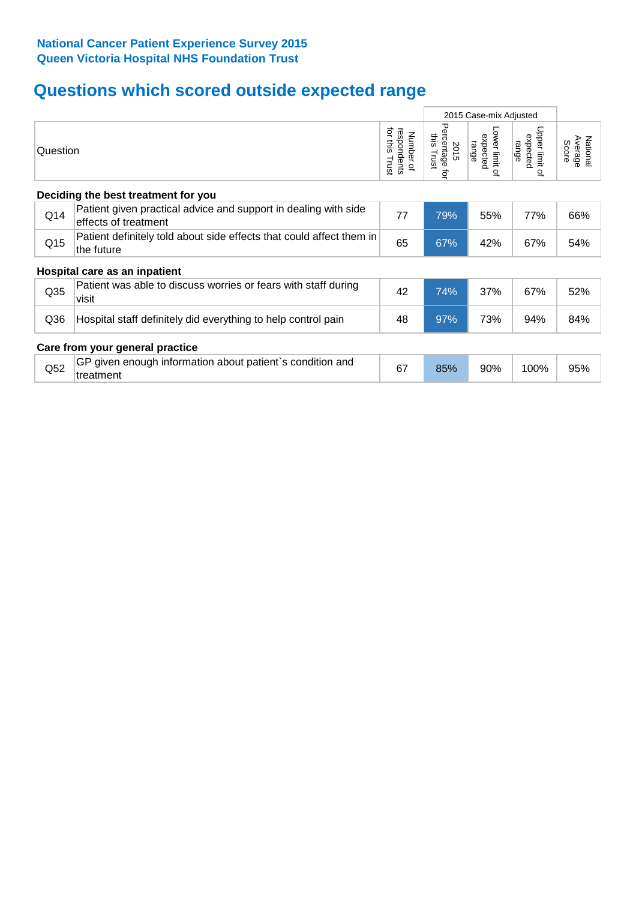**National Cancer Patient Experience Survey 2015**
**Queen Victoria Hospital NHS Foundation Trust**

# Questions which scored outside expected range

| | Question | Number of respondents for this Trust | 2015 Case-mix Adjusted: 2015 Percentage for this Trust | 2015 Case-mix Adjusted: Lower limit of expected range | 2015 Case-mix Adjusted: Upper limit of expected range | National Average Score |
|---|---|---|---|---|---|---|
| **Deciding the best treatment for you** | | | | | | |
| Q14 | Patient given practical advice and support in dealing with side effects of treatment | 77 | 79% | 55% | 77% | 66% |
| Q15 | Patient definitely told about side effects that could affect them in the future | 65 | 67% | 42% | 67% | 54% |
| **Hospital care as an inpatient** | | | | | | |
| Q35 | Patient was able to discuss worries or fears with staff during visit | 42 | 74% | 37% | 67% | 52% |
| Q36 | Hospital staff definitely did everything to help control pain | 48 | 97% | 73% | 94% | 84% |
| **Care from your general practice** | | | | | | |
| Q52 | GP given enough information about patient`s condition and treatment | 67 | 85% | 90% | 100% | 95% |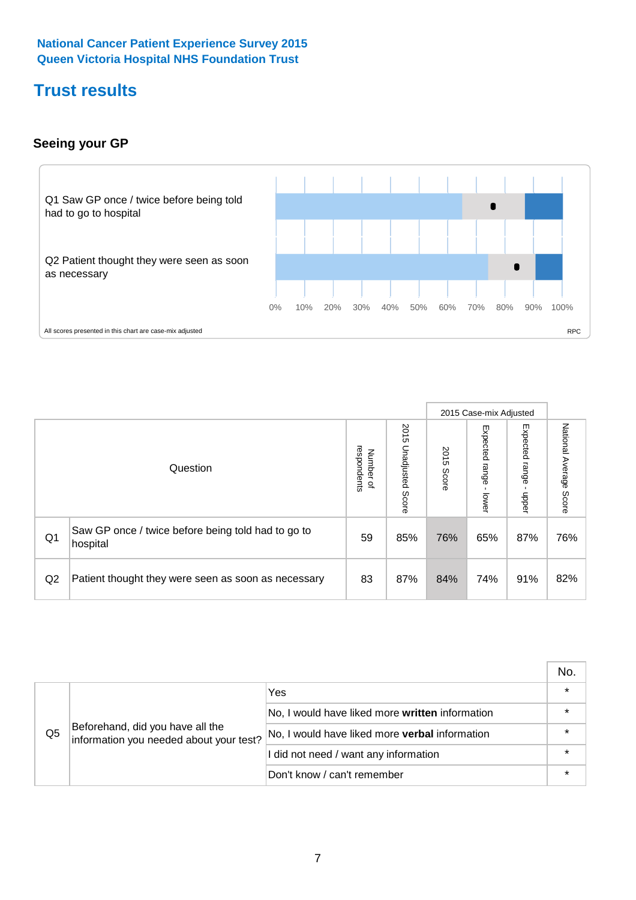National Cancer Patient Experience Survey 2015
Queen Victoria Hospital NHS Foundation Trust

# Trust results

### Seeing your GP

Q1 Saw GP once / twice before being told had to go to hospital

Q2 Patient thought they were seen as soon as necessary

0% 10% 20% 30% 40% 50% 60% 70% 80% 90% 100%

All scores presented in this chart are case-mix adjusted

RPC

| Question | | Number of respondents | 2015 Unadjusted Score | 2015 Case-mix Adjusted: 2015 Score | 2015 Case-mix Adjusted: Expected range - lower | 2015 Case-mix Adjusted: Expected range - upper | National Average Score |
|---|---|---|---|---|---|---|---|
| Q1 | Saw GP once / twice before being told had to go to hospital | 59 | 85% | 76% | 65% | 87% | 76% |
| Q2 | Patient thought they were seen as soon as necessary | 83 | 87% | 84% | 74% | 91% | 82% |

| | | | No. |
|---|---|---|---|
| Q5 | Beforehand, did you have all the information you needed about your test? | Yes | * |
| | | No, I would have liked more **written** information | * |
| | | No, I would have liked more **verbal** information | * |
| | | I did not need / want any information | * |
| | | Don't know / can't remember | * |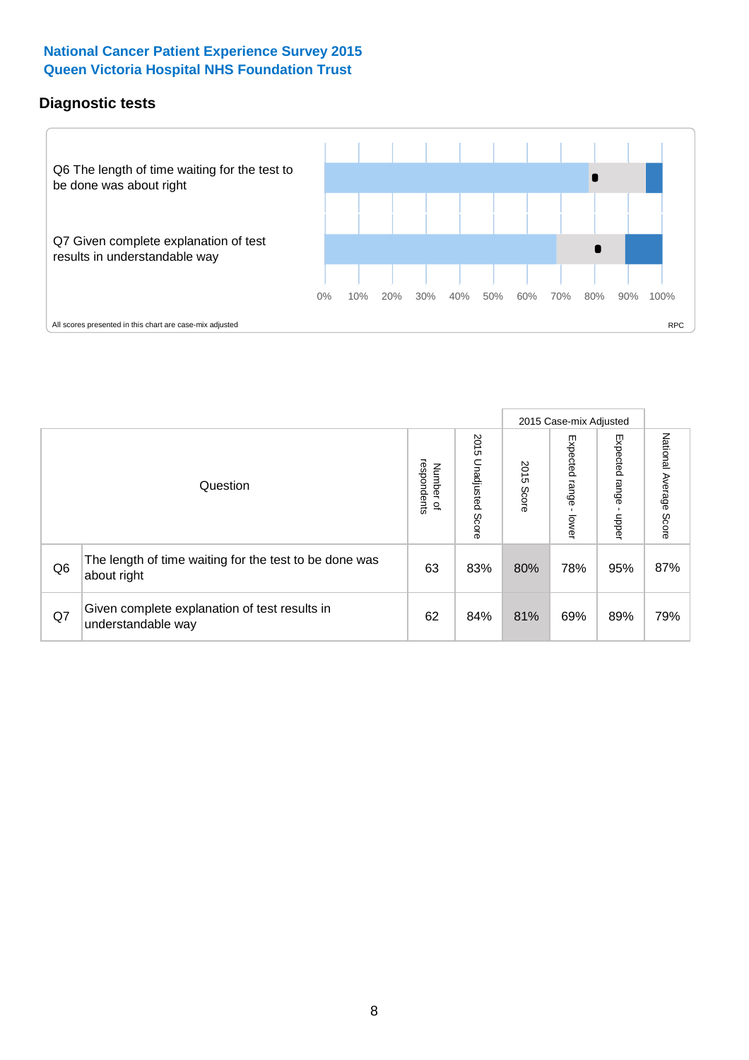National Cancer Patient Experience Survey 2015
Queen Victoria Hospital NHS Foundation Trust

## Diagnostic tests

Q6 The length of time waiting for the test to be done was about right

Q7 Given complete explanation of test results in understandable way

0% 10% 20% 30% 40% 50% 60% 70% 80% 90% 100%

All scores presented in this chart are case-mix adjusted

RPC

| | Question | Number of respondents | 2015 Unadjusted Score | 2015 Case-mix Adjusted | | | National Average Score |
|---|---|---|---|---|---|---|---|
| | | | | 2015 Score | Expected range - lower | Expected range - upper | |
| Q6 | The length of time waiting for the test to be done was about right | 63 | 83% | 80% | 78% | 95% | 87% |
| Q7 | Given complete explanation of test results in understandable way | 62 | 84% | 81% | 69% | 89% | 79% |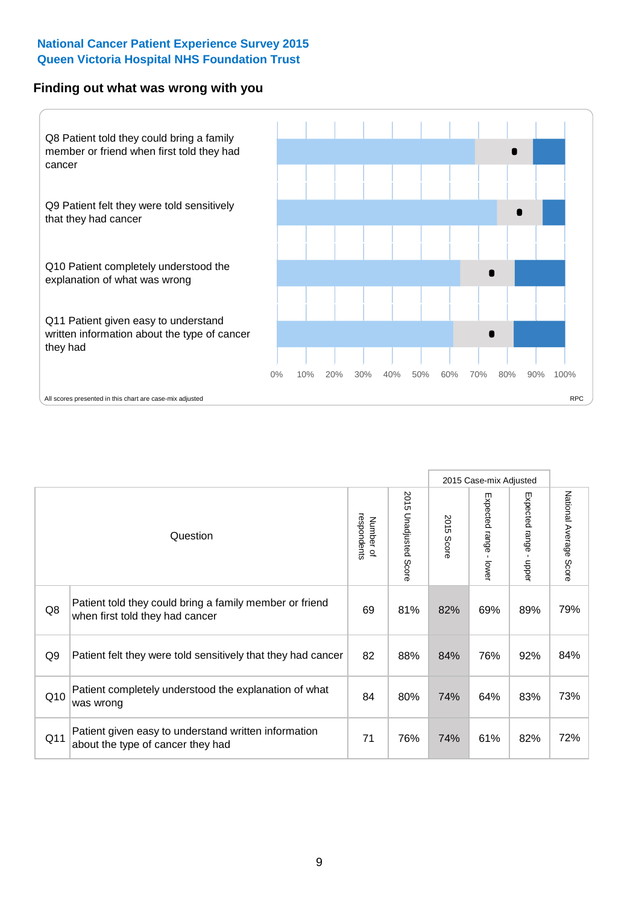National Cancer Patient Experience Survey 2015
Queen Victoria Hospital NHS Foundation Trust

## Finding out what was wrong with you

Q8 Patient told they could bring a family member or friend when first told they had cancer

Q9 Patient felt they were told sensitively that they had cancer

Q10 Patient completely understood the explanation of what was wrong

Q11 Patient given easy to understand written information about the type of cancer they had

0% 10% 20% 30% 40% 50% 60% 70% 80% 90% 100%

All scores presented in this chart are case-mix adjusted

RPC

| | Question | Number of respondents | 2015 Unadjusted Score | 2015 Case-mix Adjusted: 2015 Score | 2015 Case-mix Adjusted: Expected range - lower | 2015 Case-mix Adjusted: Expected range - upper | National Average Score |
|---|---|---|---|---|---|---|---|
| Q8 | Patient told they could bring a family member or friend when first told they had cancer | 69 | 81% | 82% | 69% | 89% | 79% |
| Q9 | Patient felt they were told sensitively that they had cancer | 82 | 88% | 84% | 76% | 92% | 84% |
| Q10 | Patient completely understood the explanation of what was wrong | 84 | 80% | 74% | 64% | 83% | 73% |
| Q11 | Patient given easy to understand written information about the type of cancer they had | 71 | 76% | 74% | 61% | 82% | 72% |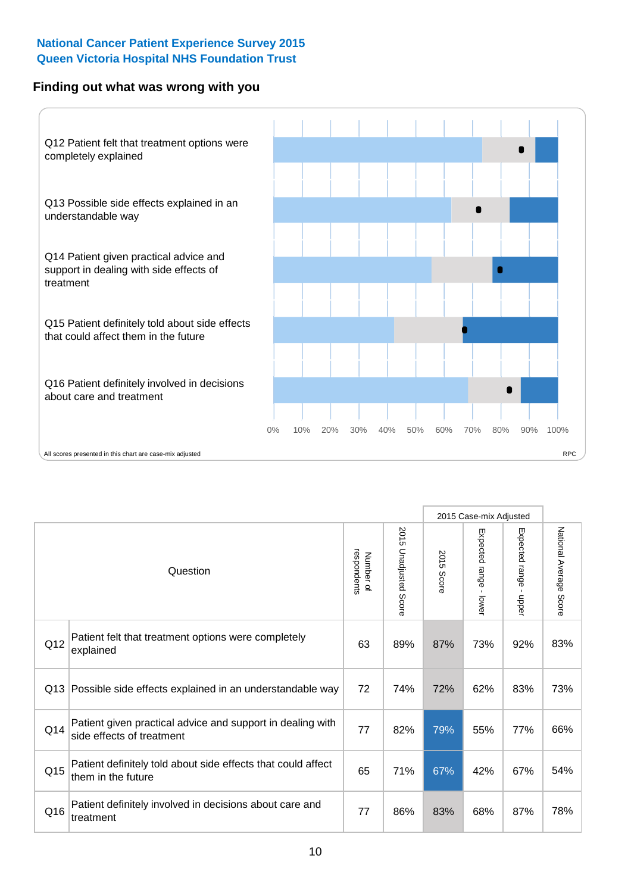National Cancer Patient Experience Survey 2015
Queen Victoria Hospital NHS Foundation Trust

## Finding out what was wrong with you

Q12 Patient felt that treatment options were completely explained

Q13 Possible side effects explained in an understandable way

Q14 Patient given practical advice and support in dealing with side effects of treatment

Q15 Patient definitely told about side effects that could affect them in the future

Q16 Patient definitely involved in decisions about care and treatment

0% 10% 20% 30% 40% 50% 60% 70% 80% 90% 100%

All scores presented in this chart are case-mix adjusted

RPC

| | Question | Number of respondents | 2015 Unadjusted Score | 2015 Case-mix Adjusted: 2015 Score | 2015 Case-mix Adjusted: Expected range - lower | 2015 Case-mix Adjusted: Expected range - upper | National Average Score |
|---|---|---|---|---|---|---|---|
| Q12 | Patient felt that treatment options were completely explained | 63 | 89% | 87% | 73% | 92% | 83% |
| Q13 | Possible side effects explained in an understandable way | 72 | 74% | 72% | 62% | 83% | 73% |
| Q14 | Patient given practical advice and support in dealing with side effects of treatment | 77 | 82% | 79% | 55% | 77% | 66% |
| Q15 | Patient definitely told about side effects that could affect them in the future | 65 | 71% | 67% | 42% | 67% | 54% |
| Q16 | Patient definitely involved in decisions about care and treatment | 77 | 86% | 83% | 68% | 87% | 78% |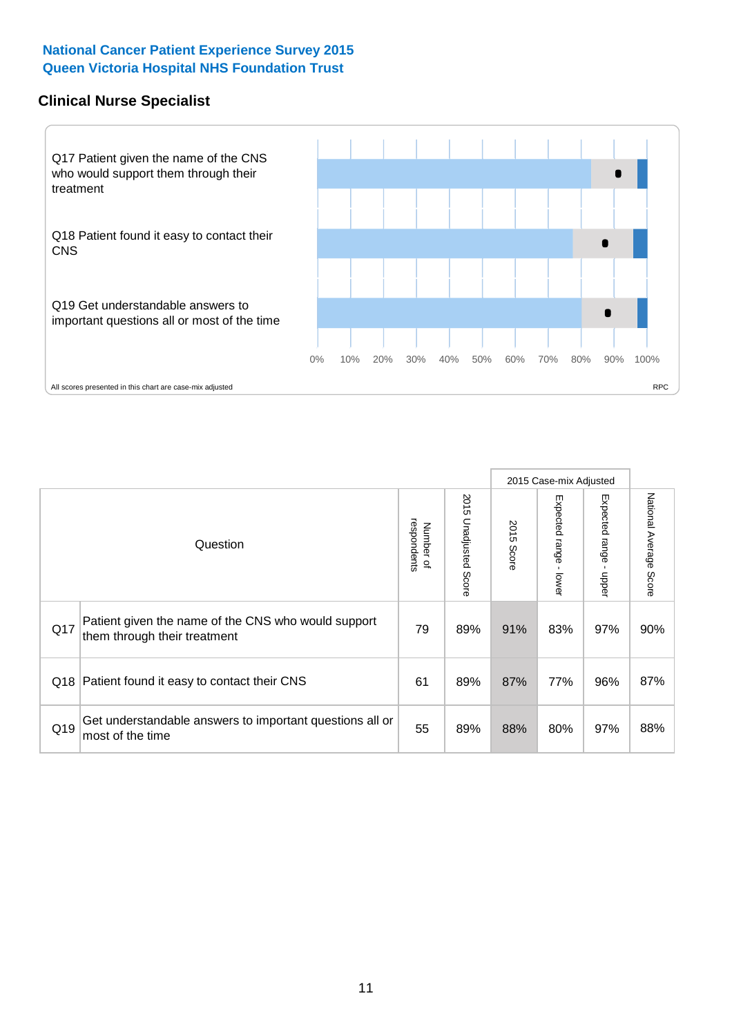National Cancer Patient Experience Survey 2015
Queen Victoria Hospital NHS Foundation Trust

## Clinical Nurse Specialist

Q17 Patient given the name of the CNS who would support them through their treatment

Q18 Patient found it easy to contact their CNS

Q19 Get understandable answers to important questions all or most of the time

0% 10% 20% 30% 40% 50% 60% 70% 80% 90% 100%

All scores presented in this chart are case-mix adjusted

RPC

| | Question | Number of respondents | 2015 Unadjusted Score | 2015 Case-mix Adjusted: 2015 Score | 2015 Case-mix Adjusted: Expected range - lower | 2015 Case-mix Adjusted: Expected range - upper | National Average Score |
|---|---|---|---|---|---|---|---|
| Q17 | Patient given the name of the CNS who would support them through their treatment | 79 | 89% | 91% | 83% | 97% | 90% |
| Q18 | Patient found it easy to contact their CNS | 61 | 89% | 87% | 77% | 96% | 87% |
| Q19 | Get understandable answers to important questions all or most of the time | 55 | 89% | 88% | 80% | 97% | 88% |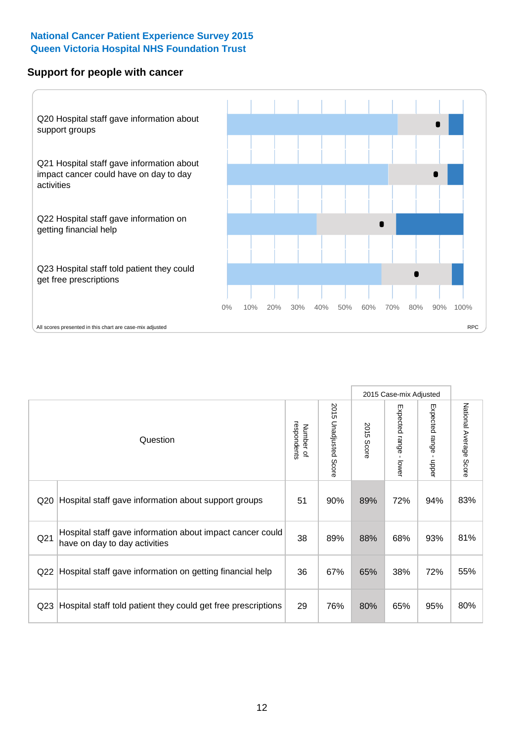**National Cancer Patient Experience Survey 2015**
**Queen Victoria Hospital NHS Foundation Trust**

## Support for people with cancer

Q20 Hospital staff gave information about support groups

Q21 Hospital staff gave information about impact cancer could have on day to day activities

Q22 Hospital staff gave information on getting financial help

Q23 Hospital staff told patient they could get free prescriptions

0% 10% 20% 30% 40% 50% 60% 70% 80% 90% 100%

All scores presented in this chart are case-mix adjusted

RPC

| Question | | Number of respondents | 2015 Unadjusted Score | 2015 Case-mix Adjusted | | | National Average Score |
|---|---|---|---|---|---|---|---|
| | | | | 2015 Score | Expected range - lower | Expected range - upper | |
| Q20 | Hospital staff gave information about support groups | 51 | 90% | 89% | 72% | 94% | 83% |
| Q21 | Hospital staff gave information about impact cancer could have on day to day activities | 38 | 89% | 88% | 68% | 93% | 81% |
| Q22 | Hospital staff gave information on getting financial help | 36 | 67% | 65% | 38% | 72% | 55% |
| Q23 | Hospital staff told patient they could get free prescriptions | 29 | 76% | 80% | 65% | 95% | 80% |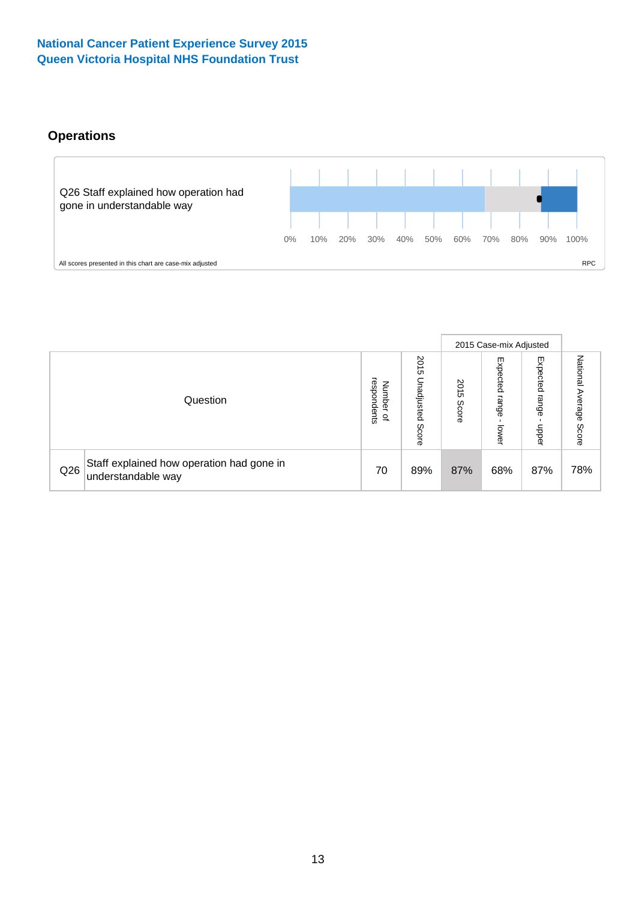National Cancer Patient Experience Survey 2015
Queen Victoria Hospital NHS Foundation Trust

## Operations

Q26 Staff explained how operation had gone in understandable way

0% 10% 20% 30% 40% 50% 60% 70% 80% 90% 100%

All scores presented in this chart are case-mix adjusted

RPC

| | Question | Number of respondents | 2015 Unadjusted Score | 2015 Case-mix Adjusted: 2015 Score | 2015 Case-mix Adjusted: Expected range - lower | 2015 Case-mix Adjusted: Expected range - upper | National Average Score |
|---|---|---|---|---|---|---|---|
| Q26 | Staff explained how operation had gone in understandable way | 70 | 89% | 87% | 68% | 87% | 78% |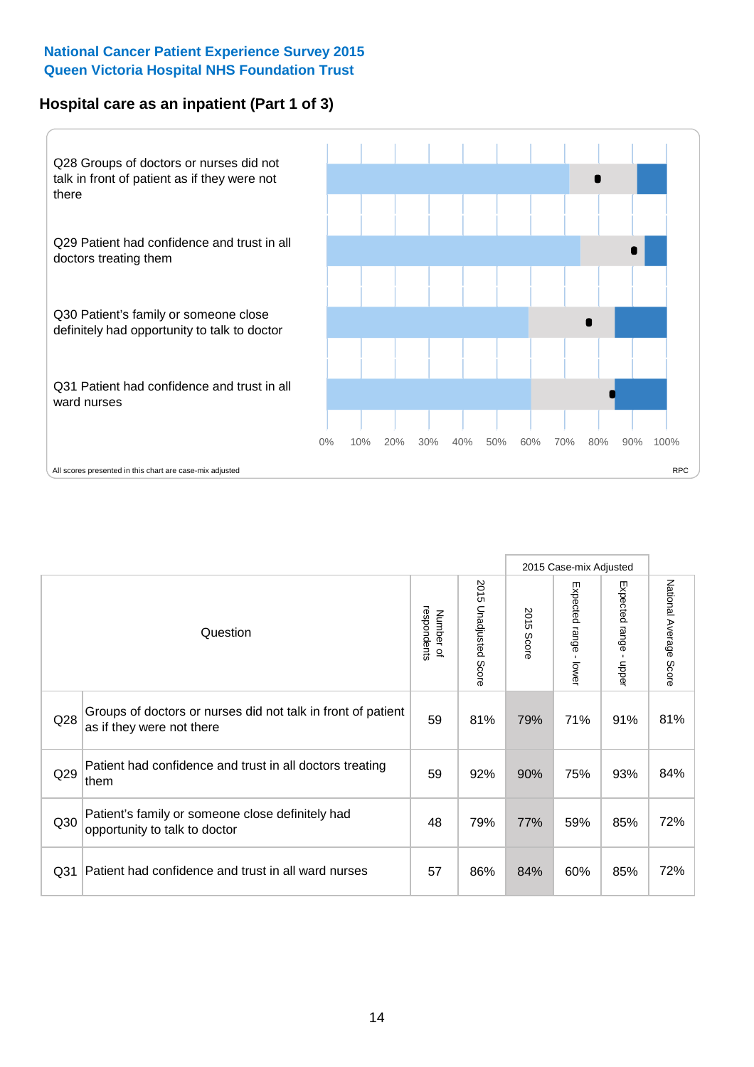**National Cancer Patient Experience Survey 2015**
**Queen Victoria Hospital NHS Foundation Trust**

## Hospital care as an inpatient (Part 1 of 3)

Q28 Groups of doctors or nurses did not talk in front of patient as if they were not there

Q29 Patient had confidence and trust in all doctors treating them

Q30 Patient's family or someone close definitely had opportunity to talk to doctor

Q31 Patient had confidence and trust in all ward nurses

0% 10% 20% 30% 40% 50% 60% 70% 80% 90% 100%

All scores presented in this chart are case-mix adjusted

RPC

| Question | | Number of respondents | 2015 Unadjusted Score | 2015 Case-mix Adjusted: 2015 Score | 2015 Case-mix Adjusted: Expected range - lower | 2015 Case-mix Adjusted: Expected range - upper | National Average Score |
|---|---|---|---|---|---|---|---|
| Q28 | Groups of doctors or nurses did not talk in front of patient as if they were not there | 59 | 81% | 79% | 71% | 91% | 81% |
| Q29 | Patient had confidence and trust in all doctors treating them | 59 | 92% | 90% | 75% | 93% | 84% |
| Q30 | Patient's family or someone close definitely had opportunity to talk to doctor | 48 | 79% | 77% | 59% | 85% | 72% |
| Q31 | Patient had confidence and trust in all ward nurses | 57 | 86% | 84% | 60% | 85% | 72% |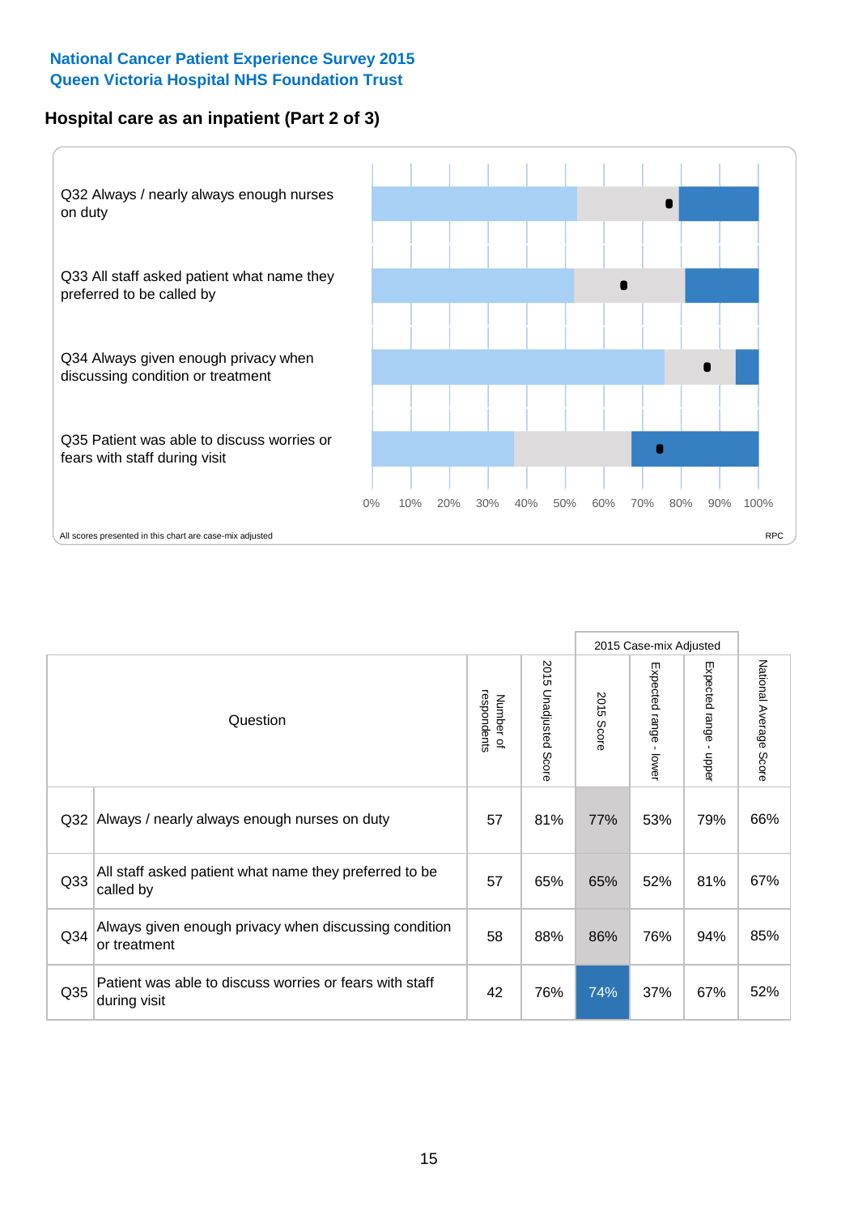**National Cancer Patient Experience Survey 2015**
**Queen Victoria Hospital NHS Foundation Trust**

## Hospital care as an inpatient (Part 2 of 3)

Q32 Always / nearly always enough nurses on duty

Q33 All staff asked patient what name they preferred to be called by

Q34 Always given enough privacy when discussing condition or treatment

Q35 Patient was able to discuss worries or fears with staff during visit

0% 10% 20% 30% 40% 50% 60% 70% 80% 90% 100%

All scores presented in this chart are case-mix adjusted

RPC

| Question | | Number of respondents | 2015 Unadjusted Score | 2015 Case-mix Adjusted: 2015 Score | 2015 Case-mix Adjusted: Expected range - lower | 2015 Case-mix Adjusted: Expected range - upper | National Average Score |
|---|---|---|---|---|---|---|---|
| Q32 | Always / nearly always enough nurses on duty | 57 | 81% | 77% | 53% | 79% | 66% |
| Q33 | All staff asked patient what name they preferred to be called by | 57 | 65% | 65% | 52% | 81% | 67% |
| Q34 | Always given enough privacy when discussing condition or treatment | 58 | 88% | 86% | 76% | 94% | 85% |
| Q35 | Patient was able to discuss worries or fears with staff during visit | 42 | 76% | 74% | 37% | 67% | 52% |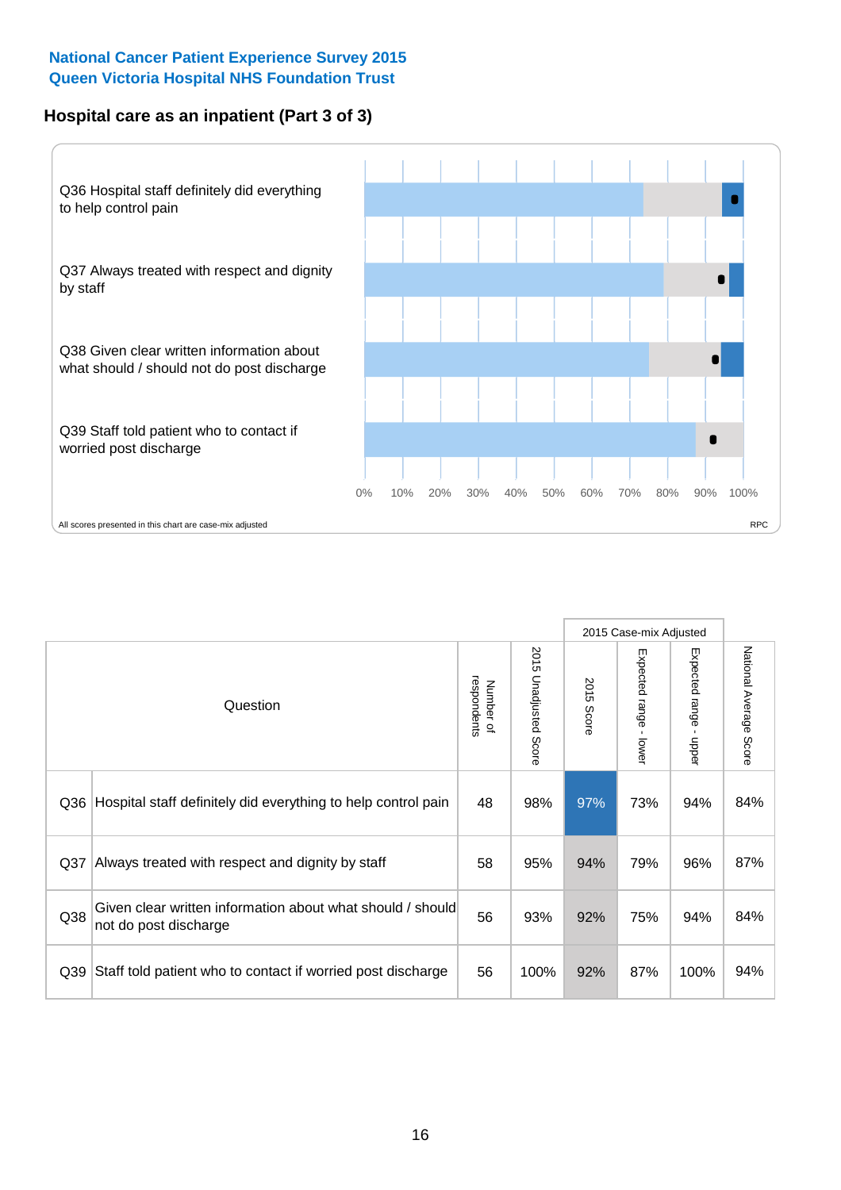National Cancer Patient Experience Survey 2015
Queen Victoria Hospital NHS Foundation Trust

## Hospital care as an inpatient (Part 3 of 3)

Q36 Hospital staff definitely did everything to help control pain

Q37 Always treated with respect and dignity by staff

Q38 Given clear written information about what should / should not do post discharge

Q39 Staff told patient who to contact if worried post discharge

0% 10% 20% 30% 40% 50% 60% 70% 80% 90% 100%

All scores presented in this chart are case-mix adjusted

RPC

| Question | | Number of respondents | 2015 Unadjusted Score | 2015 Case-mix Adjusted | | | National Average Score |
|---|---|---|---|---|---|---|---|
| | | | | 2015 Score | Expected range - lower | Expected range - upper | |
| Q36 | Hospital staff definitely did everything to help control pain | 48 | 98% | 97% | 73% | 94% | 84% |
| Q37 | Always treated with respect and dignity by staff | 58 | 95% | 94% | 79% | 96% | 87% |
| Q38 | Given clear written information about what should / should not do post discharge | 56 | 93% | 92% | 75% | 94% | 84% |
| Q39 | Staff told patient who to contact if worried post discharge | 56 | 100% | 92% | 87% | 100% | 94% |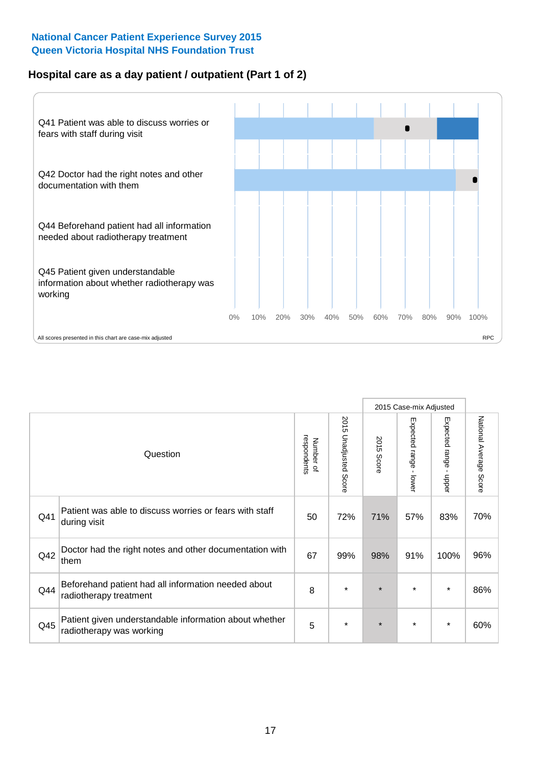National Cancer Patient Experience Survey 2015
Queen Victoria Hospital NHS Foundation Trust

## Hospital care as a day patient / outpatient (Part 1 of 2)

Q41 Patient was able to discuss worries or fears with staff during visit

Q42 Doctor had the right notes and other documentation with them

Q44 Beforehand patient had all information needed about radiotherapy treatment

Q45 Patient given understandable information about whether radiotherapy was working

0% 10% 20% 30% 40% 50% 60% 70% 80% 90% 100%

All scores presented in this chart are case-mix adjusted

RPC

| Question | | Number of respondents | 2015 Unadjusted Score | 2015 Case-mix Adjusted: 2015 Score | 2015 Case-mix Adjusted: Expected range - lower | 2015 Case-mix Adjusted: Expected range - upper | National Average Score |
|---|---|---|---|---|---|---|---|
| Q41 | Patient was able to discuss worries or fears with staff during visit | 50 | 72% | 71% | 57% | 83% | 70% |
| Q42 | Doctor had the right notes and other documentation with them | 67 | 99% | 98% | 91% | 100% | 96% |
| Q44 | Beforehand patient had all information needed about radiotherapy treatment | 8 | * | * | * | * | 86% |
| Q45 | Patient given understandable information about whether radiotherapy was working | 5 | * | * | * | * | 60% |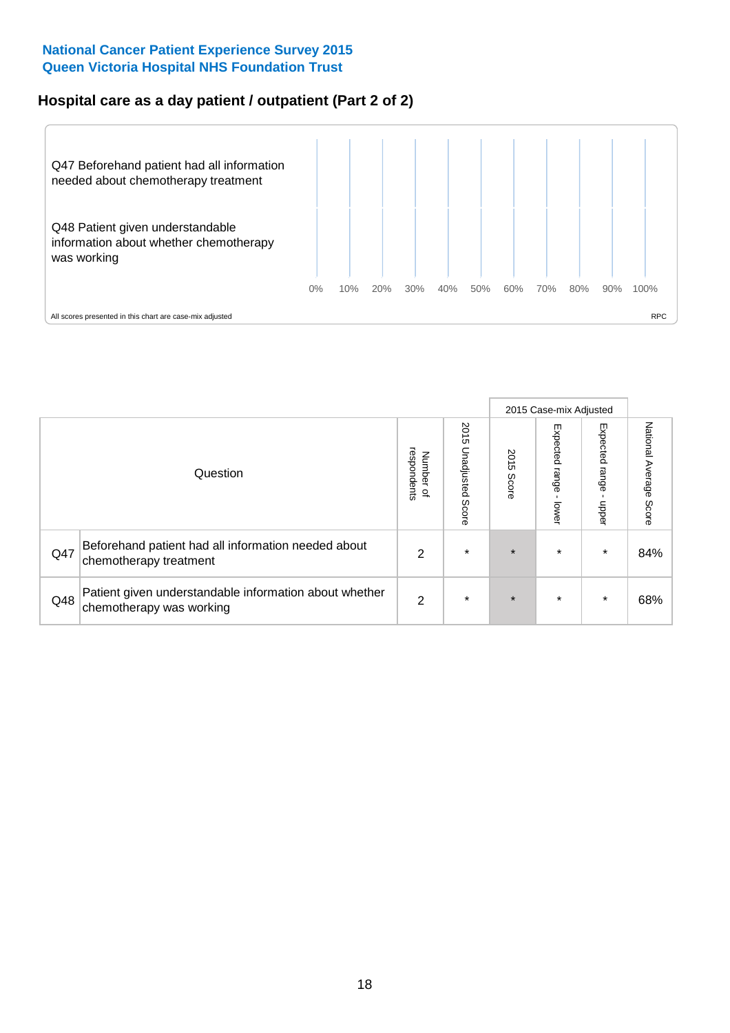**National Cancer Patient Experience Survey 2015**
**Queen Victoria Hospital NHS Foundation Trust**

## Hospital care as a day patient / outpatient (Part 2 of 2)

Q47 Beforehand patient had all information needed about chemotherapy treatment

Q48 Patient given understandable information about whether chemotherapy was working

0% 10% 20% 30% 40% 50% 60% 70% 80% 90% 100%

All scores presented in this chart are case-mix adjusted

RPC

| | | | | 2015 Case-mix Adjusted | | | |
|---|---|---|---|---|---|---|---|
| Question | | Number of respondents | 2015 Unadjusted Score | 2015 Score | Expected range - lower | Expected range - upper | National Average Score |
| Q47 | Beforehand patient had all information needed about chemotherapy treatment | 2 | * | * | * | * | 84% |
| Q48 | Patient given understandable information about whether chemotherapy was working | 2 | * | * | * | * | 68% |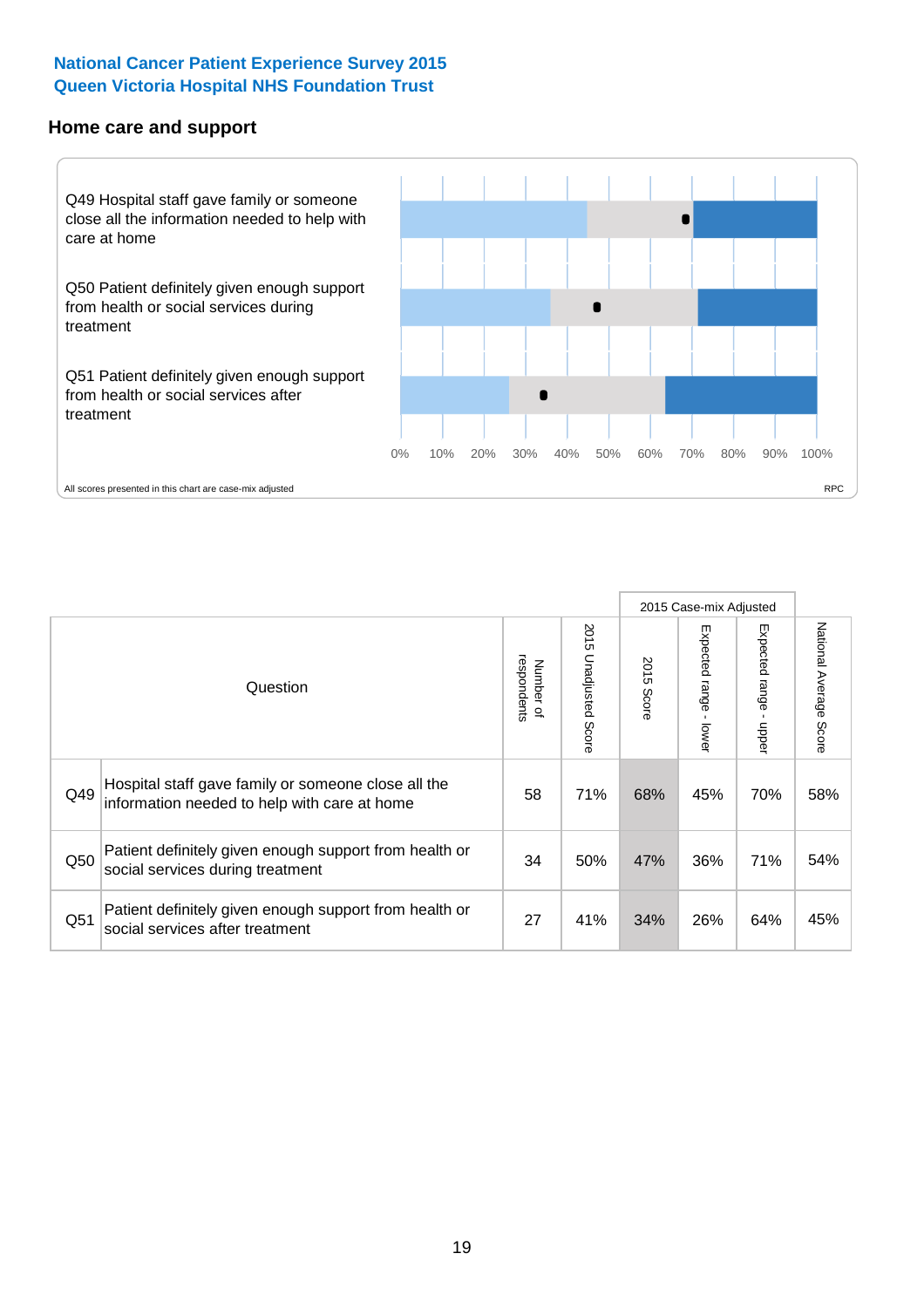**National Cancer Patient Experience Survey 2015**
**Queen Victoria Hospital NHS Foundation Trust**

## Home care and support

Q49 Hospital staff gave family or someone close all the information needed to help with care at home

Q50 Patient definitely given enough support from health or social services during treatment

Q51 Patient definitely given enough support from health or social services after treatment

0% 10% 20% 30% 40% 50% 60% 70% 80% 90% 100%

All scores presented in this chart are case-mix adjusted

RPC

| | Question | Number of respondents | 2015 Unadjusted Score | 2015 Case-mix Adjusted 2015 Score | 2015 Case-mix Adjusted Expected range - lower | 2015 Case-mix Adjusted Expected range - upper | National Average Score |
|---|---|---|---|---|---|---|---|
| Q49 | Hospital staff gave family or someone close all the information needed to help with care at home | 58 | 71% | 68% | 45% | 70% | 58% |
| Q50 | Patient definitely given enough support from health or social services during treatment | 34 | 50% | 47% | 36% | 71% | 54% |
| Q51 | Patient definitely given enough support from health or social services after treatment | 27 | 41% | 34% | 26% | 64% | 45% |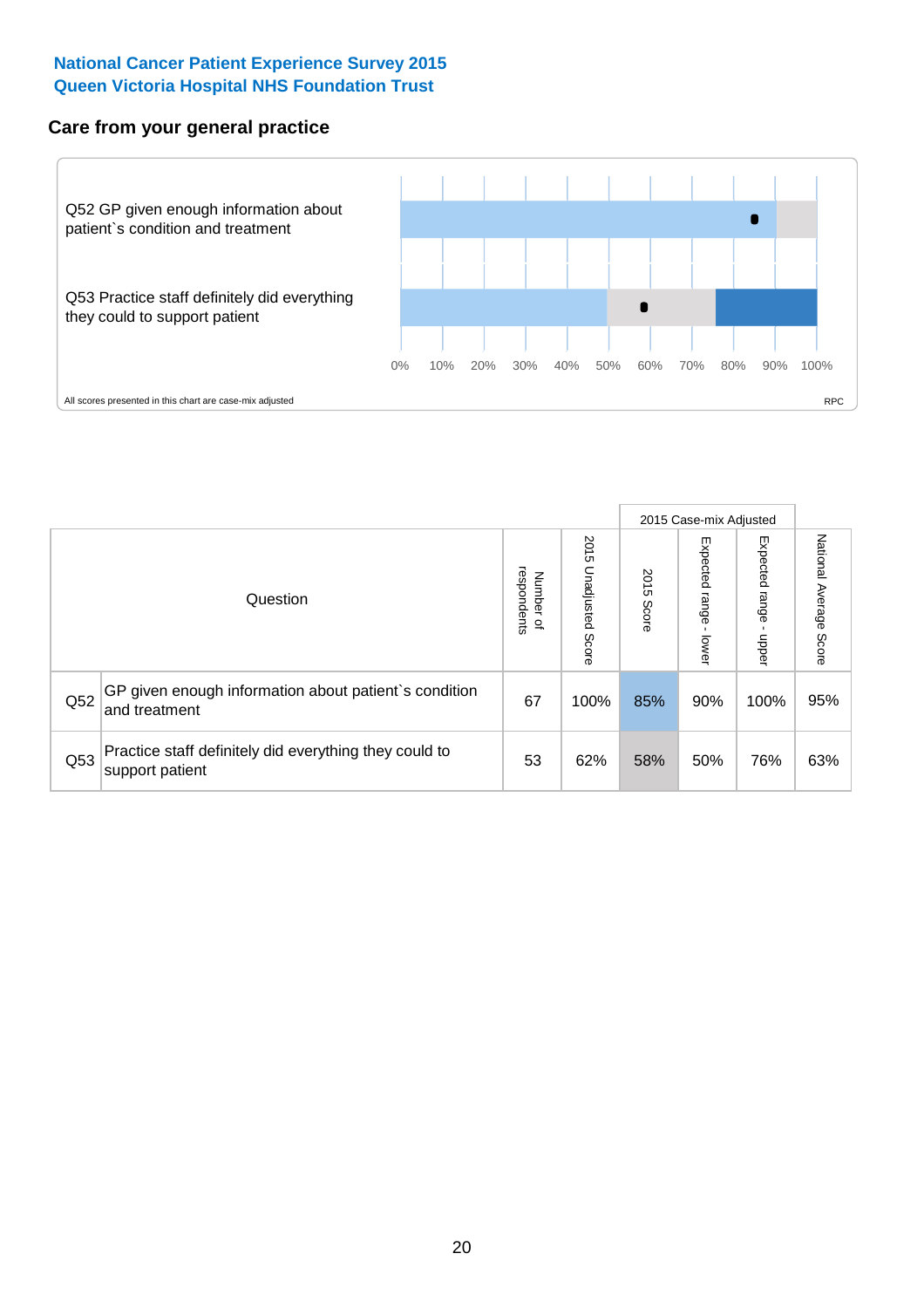**National Cancer Patient Experience Survey 2015**
**Queen Victoria Hospital NHS Foundation Trust**

## Care from your general practice

Q52 GP given enough information about patient`s condition and treatment

Q53 Practice staff definitely did everything they could to support patient

0% 10% 20% 30% 40% 50% 60% 70% 80% 90% 100%

All scores presented in this chart are case-mix adjusted

RPC

| | Question | Number of respondents | 2015 Unadjusted Score | 2015 Case-mix Adjusted: 2015 Score | 2015 Case-mix Adjusted: Expected range - lower | 2015 Case-mix Adjusted: Expected range - upper | National Average Score |
|---|---|---|---|---|---|---|---|
| Q52 | GP given enough information about patient`s condition and treatment | 67 | 100% | 85% | 90% | 100% | 95% |
| Q53 | Practice staff definitely did everything they could to support patient | 53 | 62% | 58% | 50% | 76% | 63% |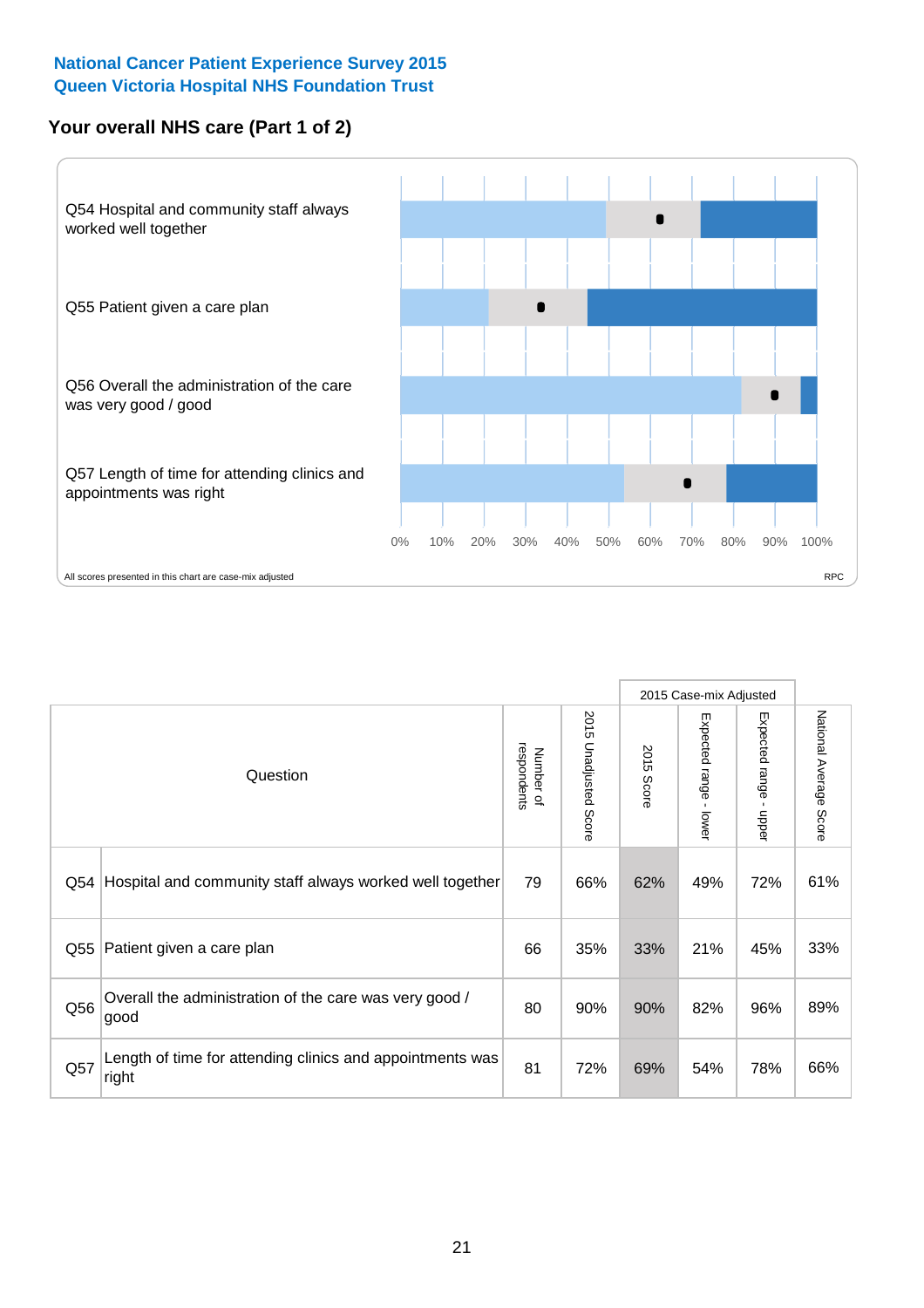**National Cancer Patient Experience Survey 2015**
**Queen Victoria Hospital NHS Foundation Trust**

## Your overall NHS care (Part 1 of 2)

Q54 Hospital and community staff always worked well together

Q55 Patient given a care plan

Q56 Overall the administration of the care was very good / good

Q57 Length of time for attending clinics and appointments was right

0% 10% 20% 30% 40% 50% 60% 70% 80% 90% 100%

All scores presented in this chart are case-mix adjusted

RPC

| | Question | Number of respondents | 2015 Unadjusted Score | 2015 Case-mix Adjusted: 2015 Score | 2015 Case-mix Adjusted: Expected range - lower | 2015 Case-mix Adjusted: Expected range - upper | National Average Score |
|---|---|---|---|---|---|---|---|
| Q54 | Hospital and community staff always worked well together | 79 | 66% | 62% | 49% | 72% | 61% |
| Q55 | Patient given a care plan | 66 | 35% | 33% | 21% | 45% | 33% |
| Q56 | Overall the administration of the care was very good / good | 80 | 90% | 90% | 82% | 96% | 89% |
| Q57 | Length of time for attending clinics and appointments was right | 81 | 72% | 69% | 54% | 78% | 66% |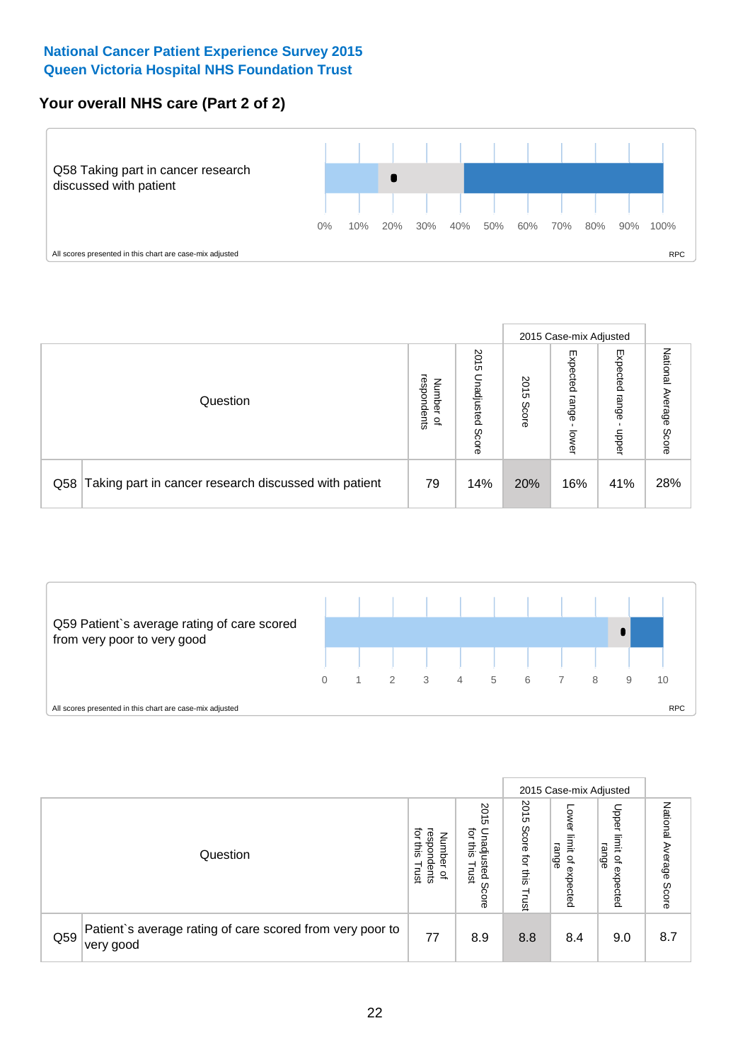National Cancer Patient Experience Survey 2015
Queen Victoria Hospital NHS Foundation Trust

## Your overall NHS care (Part 2 of 2)

Q58 Taking part in cancer research discussed with patient

0% 10% 20% 30% 40% 50% 60% 70% 80% 90% 100%

All scores presented in this chart are case-mix adjusted

RPC

| Question | | Number of respondents | 2015 Unadjusted Score | 2015 Case-mix Adjusted: 2015 Score | 2015 Case-mix Adjusted: Expected range - lower | 2015 Case-mix Adjusted: Expected range - upper | National Average Score |
|---|---|---|---|---|---|---|---|
| Q58 | Taking part in cancer research discussed with patient | 79 | 14% | 20% | 16% | 41% | 28% |

Q59 Patient`s average rating of care scored from very poor to very good

0 1 2 3 4 5 6 7 8 9 10

All scores presented in this chart are case-mix adjusted

RPC

| Question | | Number of respondents for this Trust | 2015 Unadjusted Score for this Trust | 2015 Case-mix Adjusted: 2015 Score for this Trust | 2015 Case-mix Adjusted: Lower limit of expected range | 2015 Case-mix Adjusted: Upper limit of expected range | National Average Score |
|---|---|---|---|---|---|---|---|
| Q59 | Patient`s average rating of care scored from very poor to very good | 77 | 8.9 | 8.8 | 8.4 | 9.0 | 8.7 |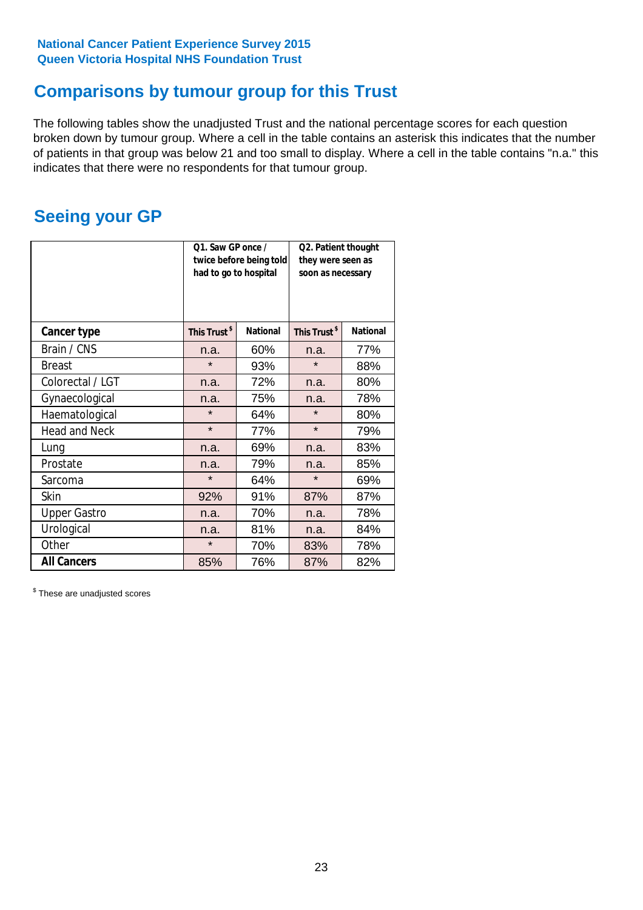National Cancer Patient Experience Survey 2015
Queen Victoria Hospital NHS Foundation Trust

# Comparisons by tumour group for this Trust

The following tables show the unadjusted Trust and the national percentage scores for each question broken down by tumour group. Where a cell in the table contains an asterisk this indicates that the number of patients in that group was below 21 and too small to display. Where a cell in the table contains "n.a." this indicates that there were no respondents for that tumour group.

## Seeing your GP

| | Q1. Saw GP once / twice before being told had to go to hospital | | Q2. Patient thought they were seen as soon as necessary | |
|---|---|---|---|---|
| **Cancer type** | **This Trust $** | **National** | **This Trust $** | **National** |
| Brain / CNS | n.a. | 60% | n.a. | 77% |
| Breast | * | 93% | * | 88% |
| Colorectal / LGT | n.a. | 72% | n.a. | 80% |
| Gynaecological | n.a. | 75% | n.a. | 78% |
| Haematological | * | 64% | * | 80% |
| Head and Neck | * | 77% | * | 79% |
| Lung | n.a. | 69% | n.a. | 83% |
| Prostate | n.a. | 79% | n.a. | 85% |
| Sarcoma | * | 64% | * | 69% |
| Skin | 92% | 91% | 87% | 87% |
| Upper Gastro | n.a. | 70% | n.a. | 78% |
| Urological | n.a. | 81% | n.a. | 84% |
| Other | * | 70% | 83% | 78% |
| **All Cancers** | 85% | 76% | 87% | 82% |

$ These are unadjusted scores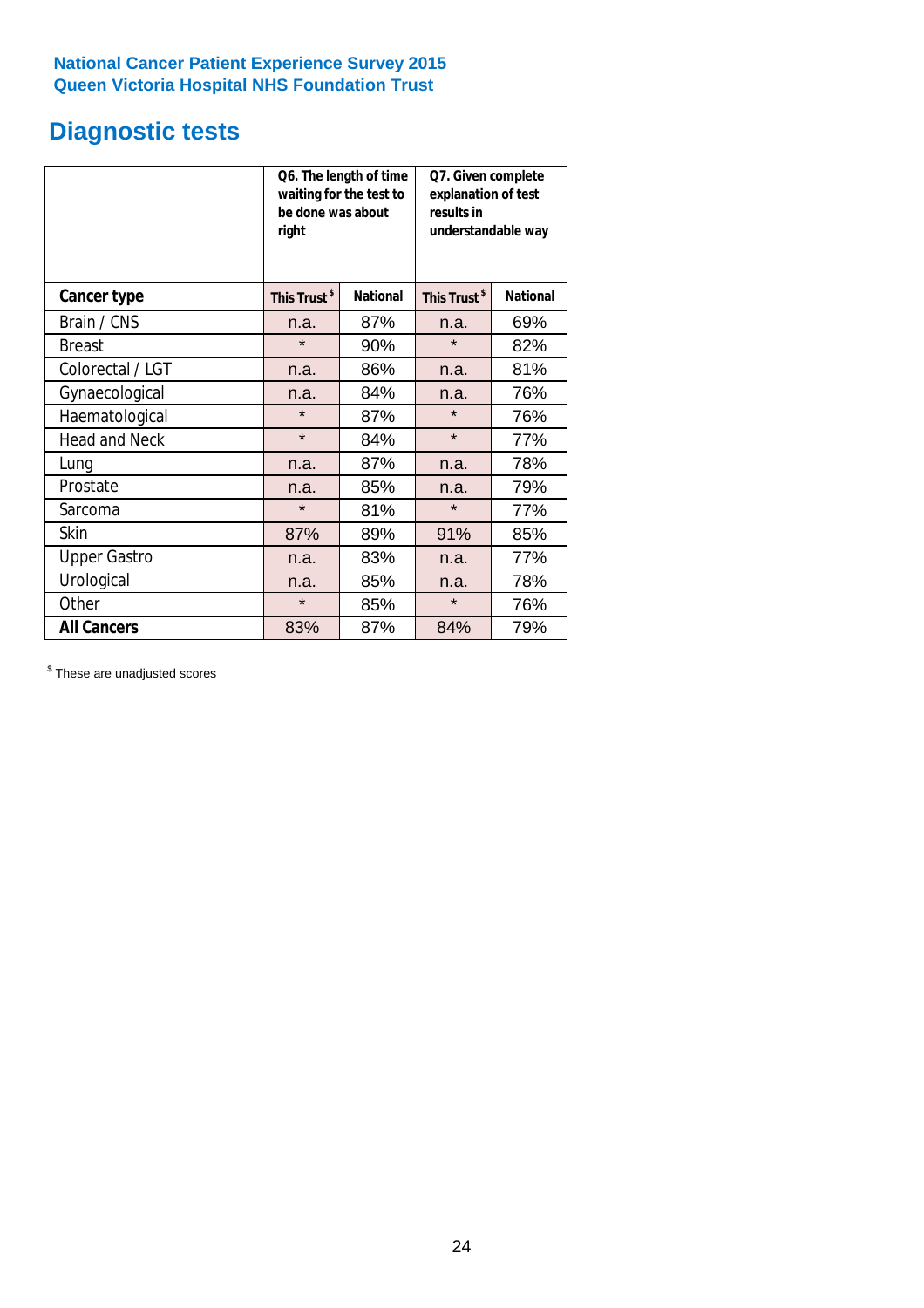**National Cancer Patient Experience Survey 2015**
**Queen Victoria Hospital NHS Foundation Trust**

## Diagnostic tests

| | Q6. The length of time waiting for the test to be done was about right | | Q7. Given complete explanation of test results in understandable way | |
|---|---|---|---|---|
| **Cancer type** | **This Trust [$]** | **National** | **This Trust [$]** | **National** |
| Brain / CNS | n.a. | 87% | n.a. | 69% |
| Breast | * | 90% | * | 82% |
| Colorectal / LGT | n.a. | 86% | n.a. | 81% |
| Gynaecological | n.a. | 84% | n.a. | 76% |
| Haematological | * | 87% | * | 76% |
| Head and Neck | * | 84% | * | 77% |
| Lung | n.a. | 87% | n.a. | 78% |
| Prostate | n.a. | 85% | n.a. | 79% |
| Sarcoma | * | 81% | * | 77% |
| Skin | 87% | 89% | 91% | 85% |
| Upper Gastro | n.a. | 83% | n.a. | 77% |
| Urological | n.a. | 85% | n.a. | 78% |
| Other | * | 85% | * | 76% |
| **All Cancers** | 83% | 87% | 84% | 79% |

[$] These are unadjusted scores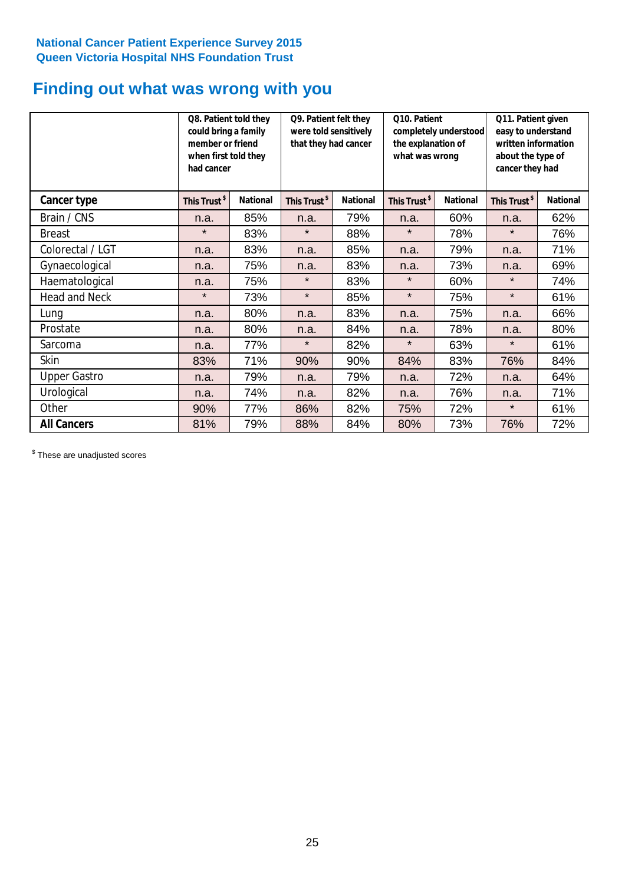National Cancer Patient Experience Survey 2015
Queen Victoria Hospital NHS Foundation Trust

# Finding out what was wrong with you

| | Q8. Patient told they could bring a family member or friend when first told they had cancer | | Q9. Patient felt they were told sensitively that they had cancer | | Q10. Patient completely understood the explanation of what was wrong | | Q11. Patient given easy to understand written information about the type of cancer they had | |
|---|---|---|---|---|---|---|---|---|
| **Cancer type** | This Trust $ | National | This Trust $ | National | This Trust $ | National | This Trust $ | National |
| Brain / CNS | n.a. | 85% | n.a. | 79% | n.a. | 60% | n.a. | 62% |
| Breast | * | 83% | * | 88% | * | 78% | * | 76% |
| Colorectal / LGT | n.a. | 83% | n.a. | 85% | n.a. | 79% | n.a. | 71% |
| Gynaecological | n.a. | 75% | n.a. | 83% | n.a. | 73% | n.a. | 69% |
| Haematological | n.a. | 75% | * | 83% | * | 60% | * | 74% |
| Head and Neck | * | 73% | * | 85% | * | 75% | * | 61% |
| Lung | n.a. | 80% | n.a. | 83% | n.a. | 75% | n.a. | 66% |
| Prostate | n.a. | 80% | n.a. | 84% | n.a. | 78% | n.a. | 80% |
| Sarcoma | n.a. | 77% | * | 82% | * | 63% | * | 61% |
| Skin | 83% | 71% | 90% | 90% | 84% | 83% | 76% | 84% |
| Upper Gastro | n.a. | 79% | n.a. | 79% | n.a. | 72% | n.a. | 64% |
| Urological | n.a. | 74% | n.a. | 82% | n.a. | 76% | n.a. | 71% |
| Other | 90% | 77% | 86% | 82% | 75% | 72% | * | 61% |
| **All Cancers** | 81% | 79% | 88% | 84% | 80% | 73% | 76% | 72% |

$ These are unadjusted scores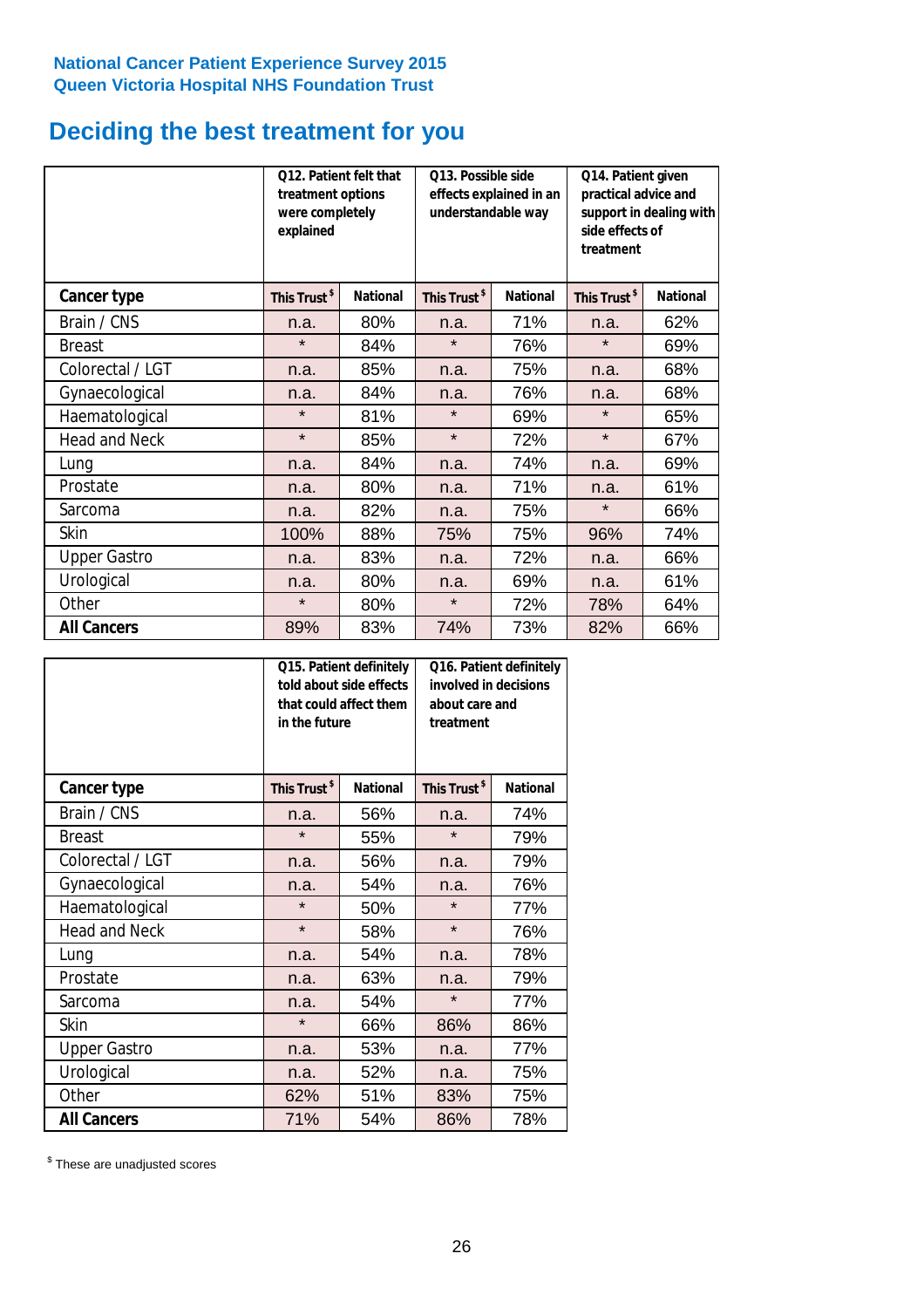National Cancer Patient Experience Survey 2015
Queen Victoria Hospital NHS Foundation Trust

# Deciding the best treatment for you

| | Q12. Patient felt that treatment options were completely explained | | Q13. Possible side effects explained in an understandable way | | Q14. Patient given practical advice and support in dealing with side effects of treatment | |
|---|---|---|---|---|---|---|
| **Cancer type** | **This Trust $** | **National** | **This Trust $** | **National** | **This Trust $** | **National** |
| Brain / CNS | n.a. | 80% | n.a. | 71% | n.a. | 62% |
| Breast | * | 84% | * | 76% | * | 69% |
| Colorectal / LGT | n.a. | 85% | n.a. | 75% | n.a. | 68% |
| Gynaecological | n.a. | 84% | n.a. | 76% | n.a. | 68% |
| Haematological | * | 81% | * | 69% | * | 65% |
| Head and Neck | * | 85% | * | 72% | * | 67% |
| Lung | n.a. | 84% | n.a. | 74% | n.a. | 69% |
| Prostate | n.a. | 80% | n.a. | 71% | n.a. | 61% |
| Sarcoma | n.a. | 82% | n.a. | 75% | * | 66% |
| Skin | 100% | 88% | 75% | 75% | 96% | 74% |
| Upper Gastro | n.a. | 83% | n.a. | 72% | n.a. | 66% |
| Urological | n.a. | 80% | n.a. | 69% | n.a. | 61% |
| Other | * | 80% | * | 72% | 78% | 64% |
| **All Cancers** | 89% | 83% | 74% | 73% | 82% | 66% |

| | Q15. Patient definitely told about side effects that could affect them in the future | | Q16. Patient definitely involved in decisions about care and treatment | |
|---|---|---|---|---|
| **Cancer type** | **This Trust $** | **National** | **This Trust $** | **National** |
| Brain / CNS | n.a. | 56% | n.a. | 74% |
| Breast | * | 55% | * | 79% |
| Colorectal / LGT | n.a. | 56% | n.a. | 79% |
| Gynaecological | n.a. | 54% | n.a. | 76% |
| Haematological | * | 50% | * | 77% |
| Head and Neck | * | 58% | * | 76% |
| Lung | n.a. | 54% | n.a. | 78% |
| Prostate | n.a. | 63% | n.a. | 79% |
| Sarcoma | n.a. | 54% | * | 77% |
| Skin | * | 66% | 86% | 86% |
| Upper Gastro | n.a. | 53% | n.a. | 77% |
| Urological | n.a. | 52% | n.a. | 75% |
| Other | 62% | 51% | 83% | 75% |
| **All Cancers** | 71% | 54% | 86% | 78% |

$ These are unadjusted scores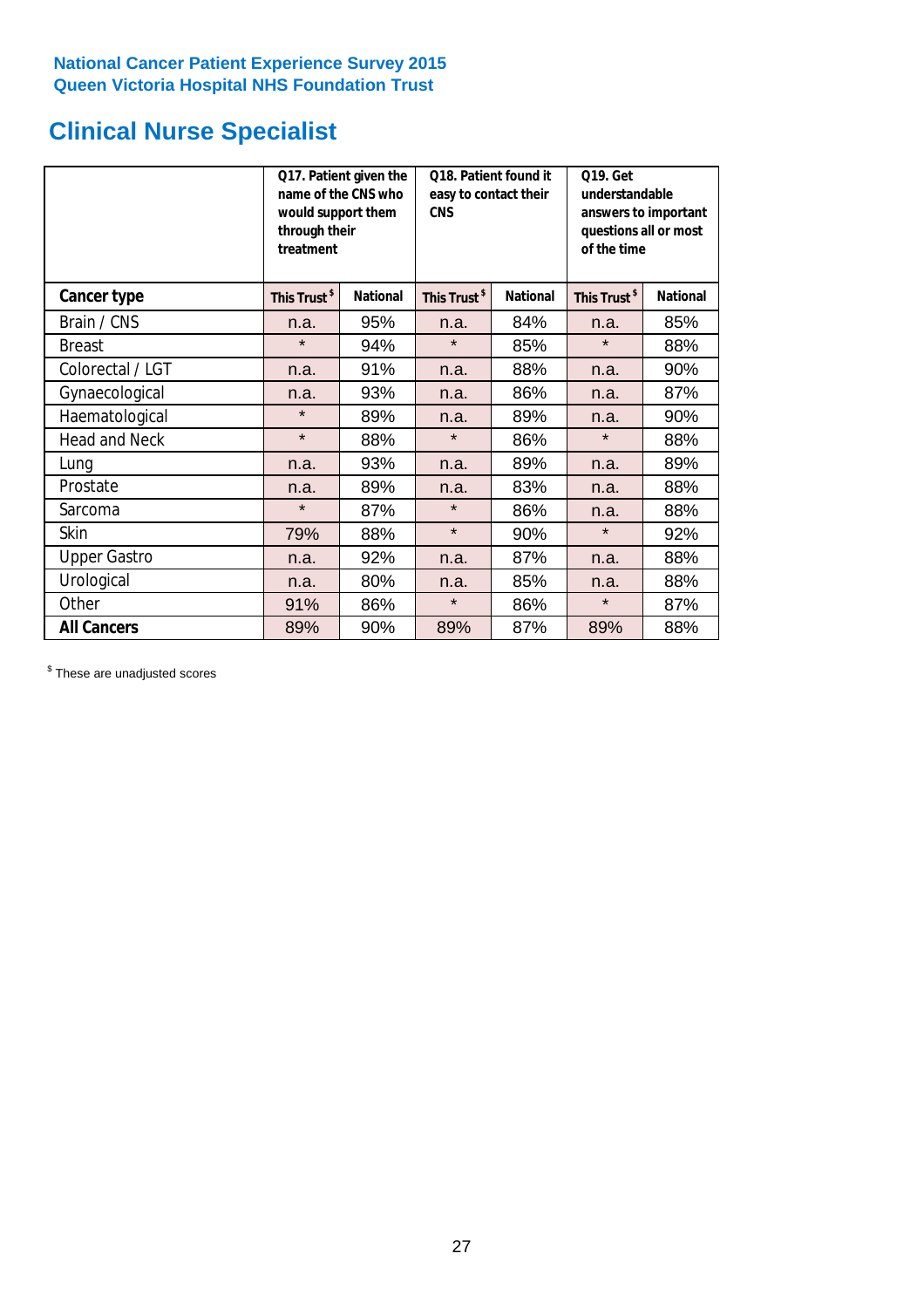National Cancer Patient Experience Survey 2015
Queen Victoria Hospital NHS Foundation Trust

# Clinical Nurse Specialist

| | Q17. Patient given the name of the CNS who would support them through their treatment | | Q18. Patient found it easy to contact their CNS | | Q19. Get understandable answers to important questions all or most of the time | |
|---|---|---|---|---|---|---|
| **Cancer type** | **This Trust $** | **National** | **This Trust $** | **National** | **This Trust $** | **National** |
| Brain / CNS | n.a. | 95% | n.a. | 84% | n.a. | 85% |
| Breast | * | 94% | * | 85% | * | 88% |
| Colorectal / LGT | n.a. | 91% | n.a. | 88% | n.a. | 90% |
| Gynaecological | n.a. | 93% | n.a. | 86% | n.a. | 87% |
| Haematological | * | 89% | n.a. | 89% | n.a. | 90% |
| Head and Neck | * | 88% | * | 86% | * | 88% |
| Lung | n.a. | 93% | n.a. | 89% | n.a. | 89% |
| Prostate | n.a. | 89% | n.a. | 83% | n.a. | 88% |
| Sarcoma | * | 87% | * | 86% | n.a. | 88% |
| Skin | 79% | 88% | * | 90% | * | 92% |
| Upper Gastro | n.a. | 92% | n.a. | 87% | n.a. | 88% |
| Urological | n.a. | 80% | n.a. | 85% | n.a. | 88% |
| Other | 91% | 86% | * | 86% | * | 87% |
| **All Cancers** | 89% | 90% | 89% | 87% | 89% | 88% |

$ These are unadjusted scores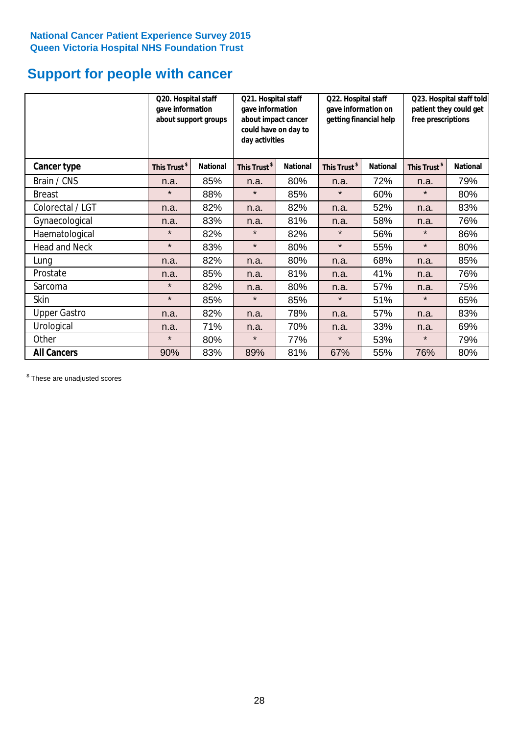**National Cancer Patient Experience Survey 2015**
**Queen Victoria Hospital NHS Foundation Trust**

# Support for people with cancer

| | Q20. Hospital staff gave information about support groups | | Q21. Hospital staff gave information about impact cancer could have on day to day activities | | Q22. Hospital staff gave information on getting financial help | | Q23. Hospital staff told patient they could get free prescriptions | |
|---|---|---|---|---|---|---|---|---|
| **Cancer type** | **This Trust $** | **National** | **This Trust $** | **National** | **This Trust $** | **National** | **This Trust $** | **National** |
| Brain / CNS | n.a. | 85% | n.a. | 80% | n.a. | 72% | n.a. | 79% |
| Breast | * | 88% | * | 85% | * | 60% | * | 80% |
| Colorectal / LGT | n.a. | 82% | n.a. | 82% | n.a. | 52% | n.a. | 83% |
| Gynaecological | n.a. | 83% | n.a. | 81% | n.a. | 58% | n.a. | 76% |
| Haematological | * | 82% | * | 82% | * | 56% | * | 86% |
| Head and Neck | * | 83% | * | 80% | * | 55% | * | 80% |
| Lung | n.a. | 82% | n.a. | 80% | n.a. | 68% | n.a. | 85% |
| Prostate | n.a. | 85% | n.a. | 81% | n.a. | 41% | n.a. | 76% |
| Sarcoma | * | 82% | n.a. | 80% | n.a. | 57% | n.a. | 75% |
| Skin | * | 85% | * | 85% | * | 51% | * | 65% |
| Upper Gastro | n.a. | 82% | n.a. | 78% | n.a. | 57% | n.a. | 83% |
| Urological | n.a. | 71% | n.a. | 70% | n.a. | 33% | n.a. | 69% |
| Other | * | 80% | * | 77% | * | 53% | * | 79% |
| **All Cancers** | 90% | 83% | 89% | 81% | 67% | 55% | 76% | 80% |

$ These are unadjusted scores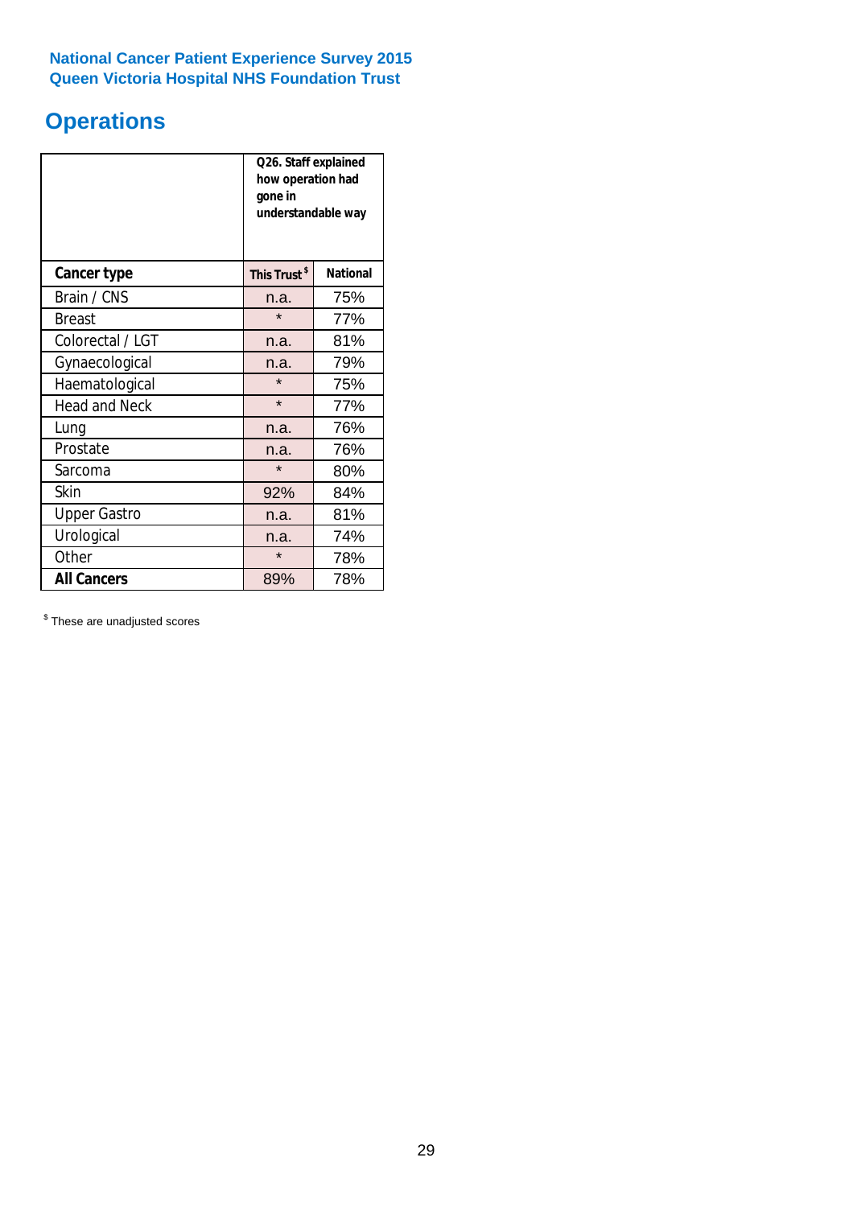**National Cancer Patient Experience Survey 2015**
**Queen Victoria Hospital NHS Foundation Trust**

# Operations

| | Q26. Staff explained how operation had gone in understandable way | |
|---|---|---|
| **Cancer type** | **This Trust [$]** | **National** |
| Brain / CNS | n.a. | 75% |
| Breast | * | 77% |
| Colorectal / LGT | n.a. | 81% |
| Gynaecological | n.a. | 79% |
| Haematological | * | 75% |
| Head and Neck | * | 77% |
| Lung | n.a. | 76% |
| Prostate | n.a. | 76% |
| Sarcoma | * | 80% |
| Skin | 92% | 84% |
| Upper Gastro | n.a. | 81% |
| Urological | n.a. | 74% |
| Other | * | 78% |
| **All Cancers** | 89% | 78% |

[$] These are unadjusted scores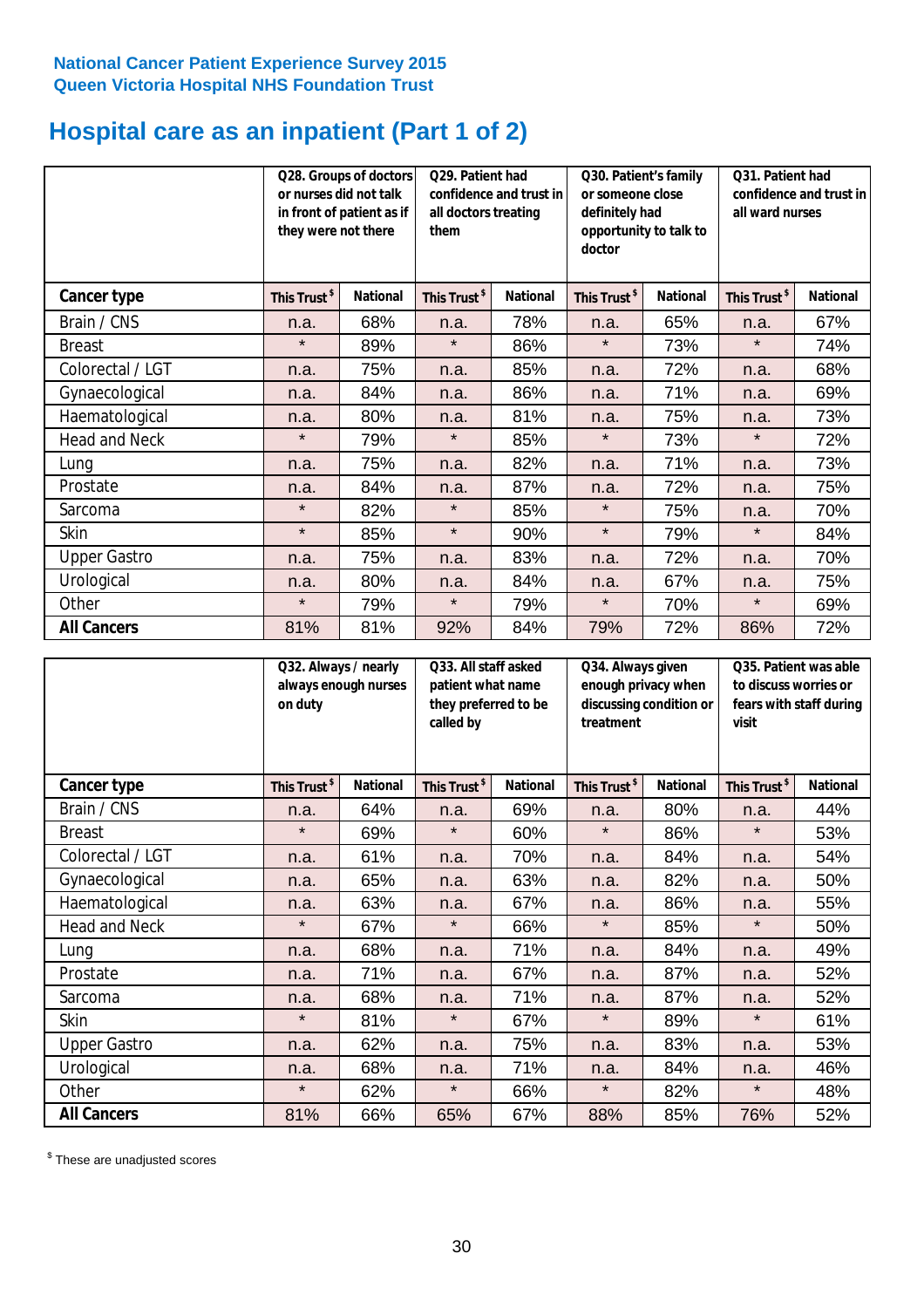**National Cancer Patient Experience Survey 2015**
**Queen Victoria Hospital NHS Foundation Trust**

# Hospital care as an inpatient (Part 1 of 2)

| | Q28. Groups of doctors or nurses did not talk in front of patient as if they were not there | | Q29. Patient had confidence and trust in all doctors treating them | | Q30. Patient's family or someone close definitely had opportunity to talk to doctor | | Q31. Patient had confidence and trust in all ward nurses | |
|---|---|---|---|---|---|---|---|---|
| **Cancer type** | **This Trust $** | **National** | **This Trust $** | **National** | **This Trust $** | **National** | **This Trust $** | **National** |
| Brain / CNS | n.a. | 68% | n.a. | 78% | n.a. | 65% | n.a. | 67% |
| Breast | * | 89% | * | 86% | * | 73% | * | 74% |
| Colorectal / LGT | n.a. | 75% | n.a. | 85% | n.a. | 72% | n.a. | 68% |
| Gynaecological | n.a. | 84% | n.a. | 86% | n.a. | 71% | n.a. | 69% |
| Haematological | n.a. | 80% | n.a. | 81% | n.a. | 75% | n.a. | 73% |
| Head and Neck | * | 79% | * | 85% | * | 73% | * | 72% |
| Lung | n.a. | 75% | n.a. | 82% | n.a. | 71% | n.a. | 73% |
| Prostate | n.a. | 84% | n.a. | 87% | n.a. | 72% | n.a. | 75% |
| Sarcoma | * | 82% | * | 85% | * | 75% | n.a. | 70% |
| Skin | * | 85% | * | 90% | * | 79% | * | 84% |
| Upper Gastro | n.a. | 75% | n.a. | 83% | n.a. | 72% | n.a. | 70% |
| Urological | n.a. | 80% | n.a. | 84% | n.a. | 67% | n.a. | 75% |
| Other | * | 79% | * | 79% | * | 70% | * | 69% |
| **All Cancers** | 81% | 81% | 92% | 84% | 79% | 72% | 86% | 72% |

| | Q32. Always / nearly always enough nurses on duty | | Q33. All staff asked patient what name they preferred to be called by | | Q34. Always given enough privacy when discussing condition or treatment | | Q35. Patient was able to discuss worries or fears with staff during visit | |
|---|---|---|---|---|---|---|---|---|
| **Cancer type** | **This Trust $** | **National** | **This Trust $** | **National** | **This Trust $** | **National** | **This Trust $** | **National** |
| Brain / CNS | n.a. | 64% | n.a. | 69% | n.a. | 80% | n.a. | 44% |
| Breast | * | 69% | * | 60% | * | 86% | * | 53% |
| Colorectal / LGT | n.a. | 61% | n.a. | 70% | n.a. | 84% | n.a. | 54% |
| Gynaecological | n.a. | 65% | n.a. | 63% | n.a. | 82% | n.a. | 50% |
| Haematological | n.a. | 63% | n.a. | 67% | n.a. | 86% | n.a. | 55% |
| Head and Neck | * | 67% | * | 66% | * | 85% | * | 50% |
| Lung | n.a. | 68% | n.a. | 71% | n.a. | 84% | n.a. | 49% |
| Prostate | n.a. | 71% | n.a. | 67% | n.a. | 87% | n.a. | 52% |
| Sarcoma | n.a. | 68% | n.a. | 71% | n.a. | 87% | n.a. | 52% |
| Skin | * | 81% | * | 67% | * | 89% | * | 61% |
| Upper Gastro | n.a. | 62% | n.a. | 75% | n.a. | 83% | n.a. | 53% |
| Urological | n.a. | 68% | n.a. | 71% | n.a. | 84% | n.a. | 46% |
| Other | * | 62% | * | 66% | * | 82% | * | 48% |
| **All Cancers** | 81% | 66% | 65% | 67% | 88% | 85% | 76% | 52% |

$ These are unadjusted scores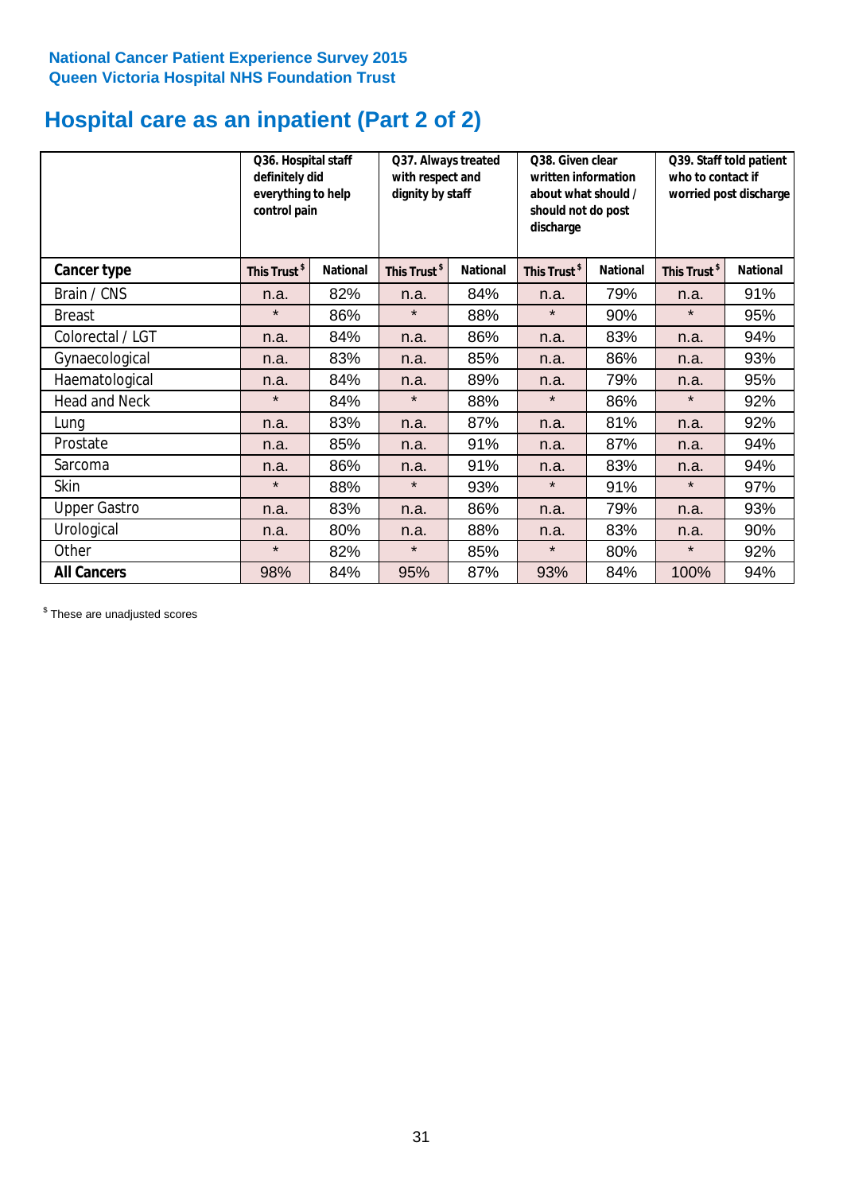**National Cancer Patient Experience Survey 2015**
**Queen Victoria Hospital NHS Foundation Trust**

# Hospital care as an inpatient (Part 2 of 2)

| | Q36. Hospital staff definitely did everything to help control pain | | Q37. Always treated with respect and dignity by staff | | Q38. Given clear written information about what should / should not do post discharge | | Q39. Staff told patient who to contact if worried post discharge | |
|---|---|---|---|---|---|---|---|---|
| **Cancer type** | **This Trust $** | **National** | **This Trust $** | **National** | **This Trust $** | **National** | **This Trust $** | **National** |
| Brain / CNS | n.a. | 82% | n.a. | 84% | n.a. | 79% | n.a. | 91% |
| Breast | * | 86% | * | 88% | * | 90% | * | 95% |
| Colorectal / LGT | n.a. | 84% | n.a. | 86% | n.a. | 83% | n.a. | 94% |
| Gynaecological | n.a. | 83% | n.a. | 85% | n.a. | 86% | n.a. | 93% |
| Haematological | n.a. | 84% | n.a. | 89% | n.a. | 79% | n.a. | 95% |
| Head and Neck | * | 84% | * | 88% | * | 86% | * | 92% |
| Lung | n.a. | 83% | n.a. | 87% | n.a. | 81% | n.a. | 92% |
| Prostate | n.a. | 85% | n.a. | 91% | n.a. | 87% | n.a. | 94% |
| Sarcoma | n.a. | 86% | n.a. | 91% | n.a. | 83% | n.a. | 94% |
| Skin | * | 88% | * | 93% | * | 91% | * | 97% |
| Upper Gastro | n.a. | 83% | n.a. | 86% | n.a. | 79% | n.a. | 93% |
| Urological | n.a. | 80% | n.a. | 88% | n.a. | 83% | n.a. | 90% |
| Other | * | 82% | * | 85% | * | 80% | * | 92% |
| **All Cancers** | 98% | 84% | 95% | 87% | 93% | 84% | 100% | 94% |

$ These are unadjusted scores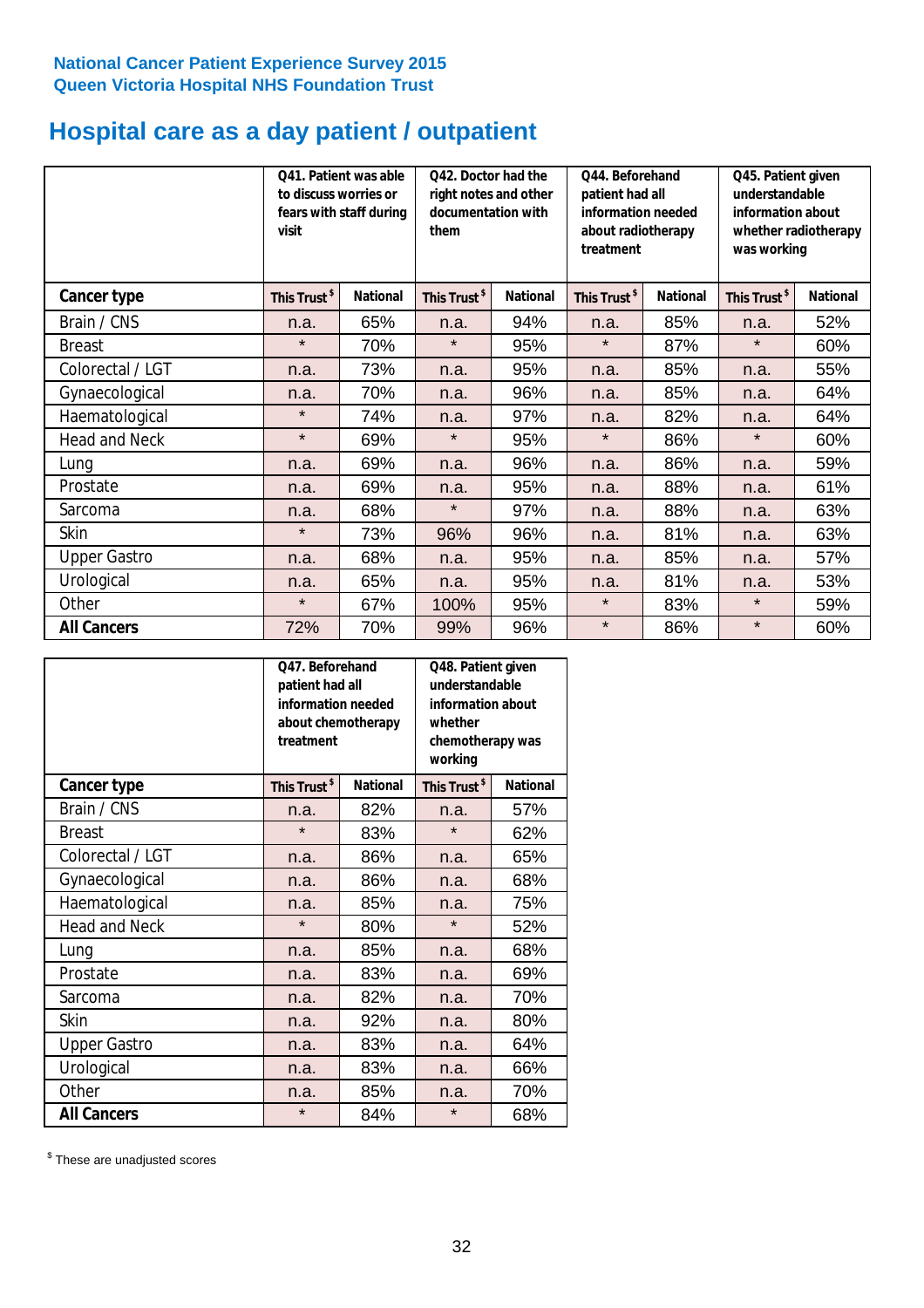National Cancer Patient Experience Survey 2015
Queen Victoria Hospital NHS Foundation Trust

# Hospital care as a day patient / outpatient

| | Q41. Patient was able to discuss worries or fears with staff during visit | | Q42. Doctor had the right notes and other documentation with them | | Q44. Beforehand patient had all information needed about radiotherapy treatment | | Q45. Patient given understandable information about whether radiotherapy was working | |
|---|---|---|---|---|---|---|---|---|
| **Cancer type** | **This Trust $** | **National** | **This Trust $** | **National** | **This Trust $** | **National** | **This Trust $** | **National** |
| Brain / CNS | n.a. | 65% | n.a. | 94% | n.a. | 85% | n.a. | 52% |
| Breast | * | 70% | * | 95% | * | 87% | * | 60% |
| Colorectal / LGT | n.a. | 73% | n.a. | 95% | n.a. | 85% | n.a. | 55% |
| Gynaecological | n.a. | 70% | n.a. | 96% | n.a. | 85% | n.a. | 64% |
| Haematological | * | 74% | n.a. | 97% | n.a. | 82% | n.a. | 64% |
| Head and Neck | * | 69% | * | 95% | * | 86% | * | 60% |
| Lung | n.a. | 69% | n.a. | 96% | n.a. | 86% | n.a. | 59% |
| Prostate | n.a. | 69% | n.a. | 95% | n.a. | 88% | n.a. | 61% |
| Sarcoma | n.a. | 68% | * | 97% | n.a. | 88% | n.a. | 63% |
| Skin | * | 73% | 96% | 96% | n.a. | 81% | n.a. | 63% |
| Upper Gastro | n.a. | 68% | n.a. | 95% | n.a. | 85% | n.a. | 57% |
| Urological | n.a. | 65% | n.a. | 95% | n.a. | 81% | n.a. | 53% |
| Other | * | 67% | 100% | 95% | * | 83% | * | 59% |
| **All Cancers** | 72% | 70% | 99% | 96% | * | 86% | * | 60% |

| | Q47. Beforehand patient had all information needed about chemotherapy treatment | | Q48. Patient given understandable information about whether chemotherapy was working | |
|---|---|---|---|---|
| **Cancer type** | **This Trust $** | **National** | **This Trust $** | **National** |
| Brain / CNS | n.a. | 82% | n.a. | 57% |
| Breast | * | 83% | * | 62% |
| Colorectal / LGT | n.a. | 86% | n.a. | 65% |
| Gynaecological | n.a. | 86% | n.a. | 68% |
| Haematological | n.a. | 85% | n.a. | 75% |
| Head and Neck | * | 80% | * | 52% |
| Lung | n.a. | 85% | n.a. | 68% |
| Prostate | n.a. | 83% | n.a. | 69% |
| Sarcoma | n.a. | 82% | n.a. | 70% |
| Skin | n.a. | 92% | n.a. | 80% |
| Upper Gastro | n.a. | 83% | n.a. | 64% |
| Urological | n.a. | 83% | n.a. | 66% |
| Other | n.a. | 85% | n.a. | 70% |
| **All Cancers** | * | 84% | * | 68% |

$ These are unadjusted scores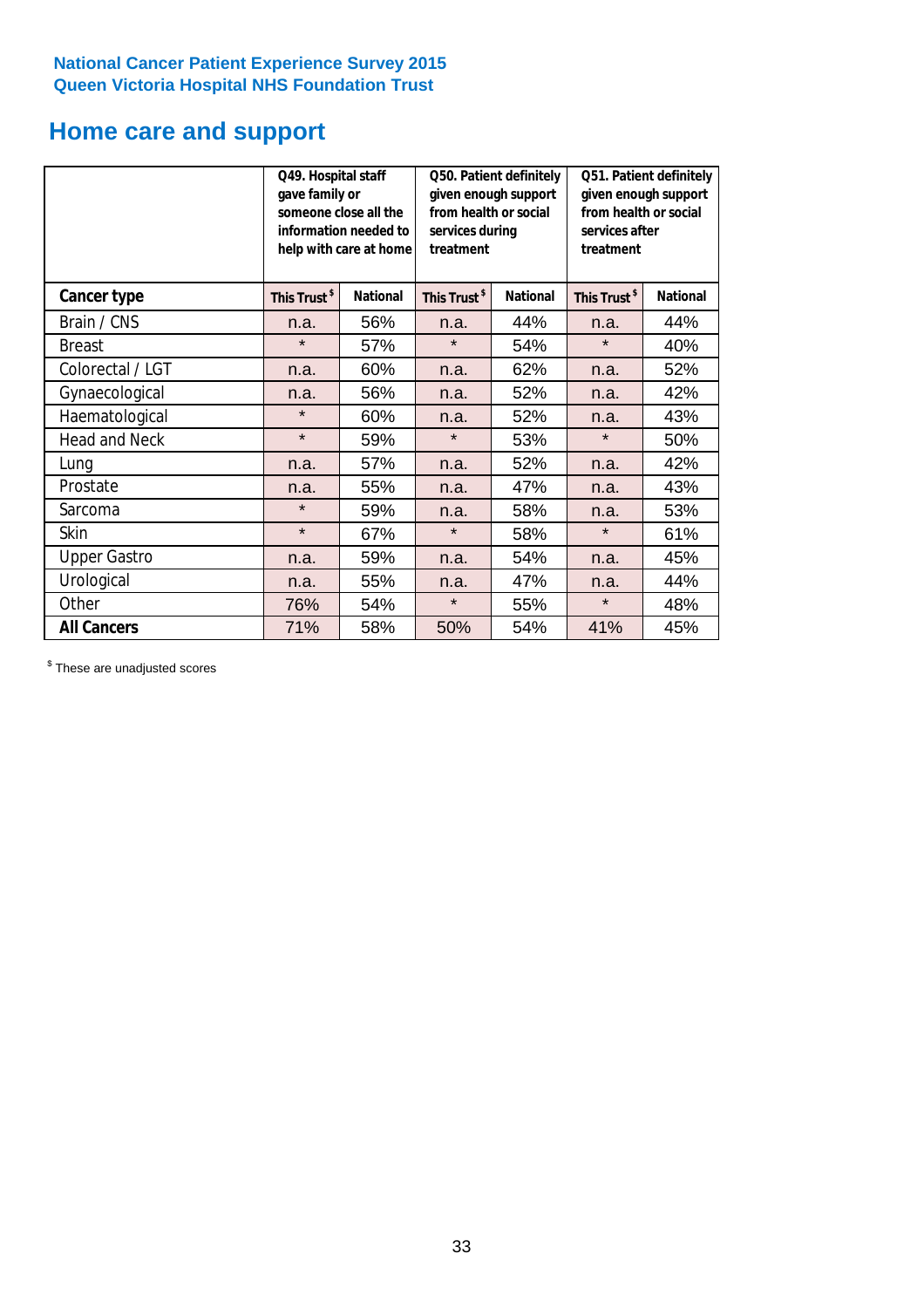National Cancer Patient Experience Survey 2015
Queen Victoria Hospital NHS Foundation Trust

## Home care and support

| | Q49. Hospital staff gave family or someone close all the information needed to help with care at home | | Q50. Patient definitely given enough support from health or social services during treatment | | Q51. Patient definitely given enough support from health or social services after treatment | |
|---|---|---|---|---|---|---|
| **Cancer type** | **This Trust$** | **National** | **This Trust$** | **National** | **This Trust$** | **National** |
| Brain / CNS | n.a. | 56% | n.a. | 44% | n.a. | 44% |
| Breast | * | 57% | * | 54% | * | 40% |
| Colorectal / LGT | n.a. | 60% | n.a. | 62% | n.a. | 52% |
| Gynaecological | n.a. | 56% | n.a. | 52% | n.a. | 42% |
| Haematological | * | 60% | n.a. | 52% | n.a. | 43% |
| Head and Neck | * | 59% | * | 53% | * | 50% |
| Lung | n.a. | 57% | n.a. | 52% | n.a. | 42% |
| Prostate | n.a. | 55% | n.a. | 47% | n.a. | 43% |
| Sarcoma | * | 59% | n.a. | 58% | n.a. | 53% |
| Skin | * | 67% | * | 58% | * | 61% |
| Upper Gastro | n.a. | 59% | n.a. | 54% | n.a. | 45% |
| Urological | n.a. | 55% | n.a. | 47% | n.a. | 44% |
| Other | 76% | 54% | * | 55% | * | 48% |
| **All Cancers** | 71% | 58% | 50% | 54% | 41% | 45% |

$ These are unadjusted scores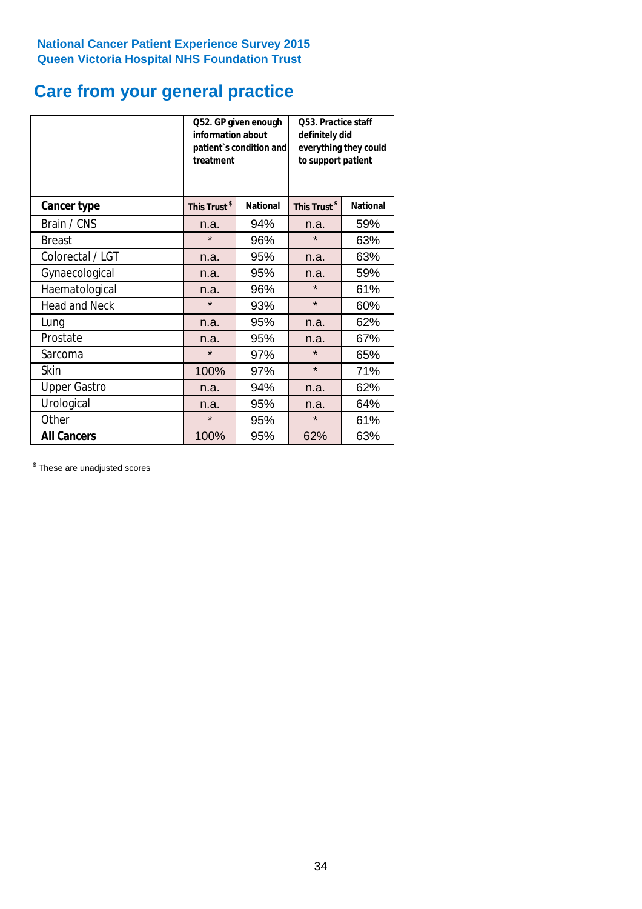**National Cancer Patient Experience Survey 2015**
**Queen Victoria Hospital NHS Foundation Trust**

# Care from your general practice

| | Q52. GP given enough information about patient`s condition and treatment | | Q53. Practice staff definitely did everything they could to support patient | |
|---|---|---|---|---|
| **Cancer type** | **This Trust [$]** | **National** | **This Trust [$]** | **National** |
| Brain / CNS | n.a. | 94% | n.a. | 59% |
| Breast | * | 96% | * | 63% |
| Colorectal / LGT | n.a. | 95% | n.a. | 63% |
| Gynaecological | n.a. | 95% | n.a. | 59% |
| Haematological | n.a. | 96% | * | 61% |
| Head and Neck | * | 93% | * | 60% |
| Lung | n.a. | 95% | n.a. | 62% |
| Prostate | n.a. | 95% | n.a. | 67% |
| Sarcoma | * | 97% | * | 65% |
| Skin | 100% | 97% | * | 71% |
| Upper Gastro | n.a. | 94% | n.a. | 62% |
| Urological | n.a. | 95% | n.a. | 64% |
| Other | * | 95% | * | 61% |
| **All Cancers** | 100% | 95% | 62% | 63% |

[$] These are unadjusted scores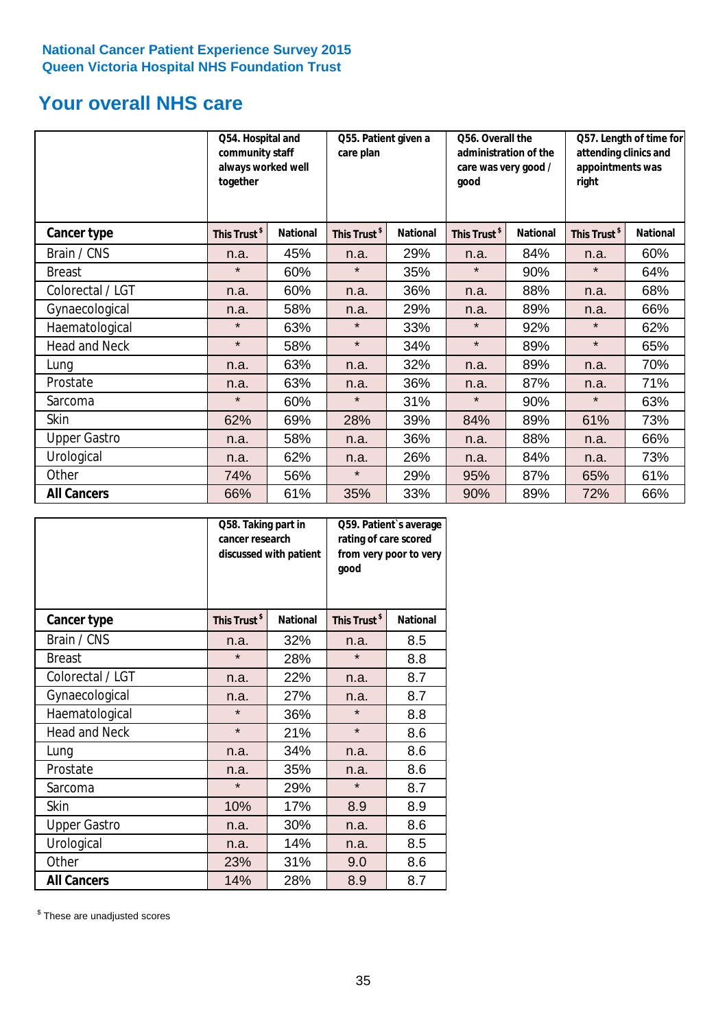National Cancer Patient Experience Survey 2015
Queen Victoria Hospital NHS Foundation Trust

# Your overall NHS care

| | Q54. Hospital and community staff always worked well together | | Q55. Patient given a care plan | | Q56. Overall the administration of the care was very good / good | | Q57. Length of time for attending clinics and appointments was right | |
|---|---|---|---|---|---|---|---|---|
| **Cancer type** | This Trust $ | National | This Trust $ | National | This Trust $ | National | This Trust $ | National |
| Brain / CNS | n.a. | 45% | n.a. | 29% | n.a. | 84% | n.a. | 60% |
| Breast | * | 60% | * | 35% | * | 90% | * | 64% |
| Colorectal / LGT | n.a. | 60% | n.a. | 36% | n.a. | 88% | n.a. | 68% |
| Gynaecological | n.a. | 58% | n.a. | 29% | n.a. | 89% | n.a. | 66% |
| Haematological | * | 63% | * | 33% | * | 92% | * | 62% |
| Head and Neck | * | 58% | * | 34% | * | 89% | * | 65% |
| Lung | n.a. | 63% | n.a. | 32% | n.a. | 89% | n.a. | 70% |
| Prostate | n.a. | 63% | n.a. | 36% | n.a. | 87% | n.a. | 71% |
| Sarcoma | * | 60% | * | 31% | * | 90% | * | 63% |
| Skin | 62% | 69% | 28% | 39% | 84% | 89% | 61% | 73% |
| Upper Gastro | n.a. | 58% | n.a. | 36% | n.a. | 88% | n.a. | 66% |
| Urological | n.a. | 62% | n.a. | 26% | n.a. | 84% | n.a. | 73% |
| Other | 74% | 56% | * | 29% | 95% | 87% | 65% | 61% |
| **All Cancers** | 66% | 61% | 35% | 33% | 90% | 89% | 72% | 66% |

| | Q58. Taking part in cancer research discussed with patient | | Q59. Patient`s average rating of care scored from very poor to very good | |
|---|---|---|---|---|
| **Cancer type** | This Trust $ | National | This Trust $ | National |
| Brain / CNS | n.a. | 32% | n.a. | 8.5 |
| Breast | * | 28% | * | 8.8 |
| Colorectal / LGT | n.a. | 22% | n.a. | 8.7 |
| Gynaecological | n.a. | 27% | n.a. | 8.7 |
| Haematological | * | 36% | * | 8.8 |
| Head and Neck | * | 21% | * | 8.6 |
| Lung | n.a. | 34% | n.a. | 8.6 |
| Prostate | n.a. | 35% | n.a. | 8.6 |
| Sarcoma | * | 29% | * | 8.7 |
| Skin | 10% | 17% | 8.9 | 8.9 |
| Upper Gastro | n.a. | 30% | n.a. | 8.6 |
| Urological | n.a. | 14% | n.a. | 8.5 |
| Other | 23% | 31% | 9.0 | 8.6 |
| **All Cancers** | 14% | 28% | 8.9 | 8.7 |

$ These are unadjusted scores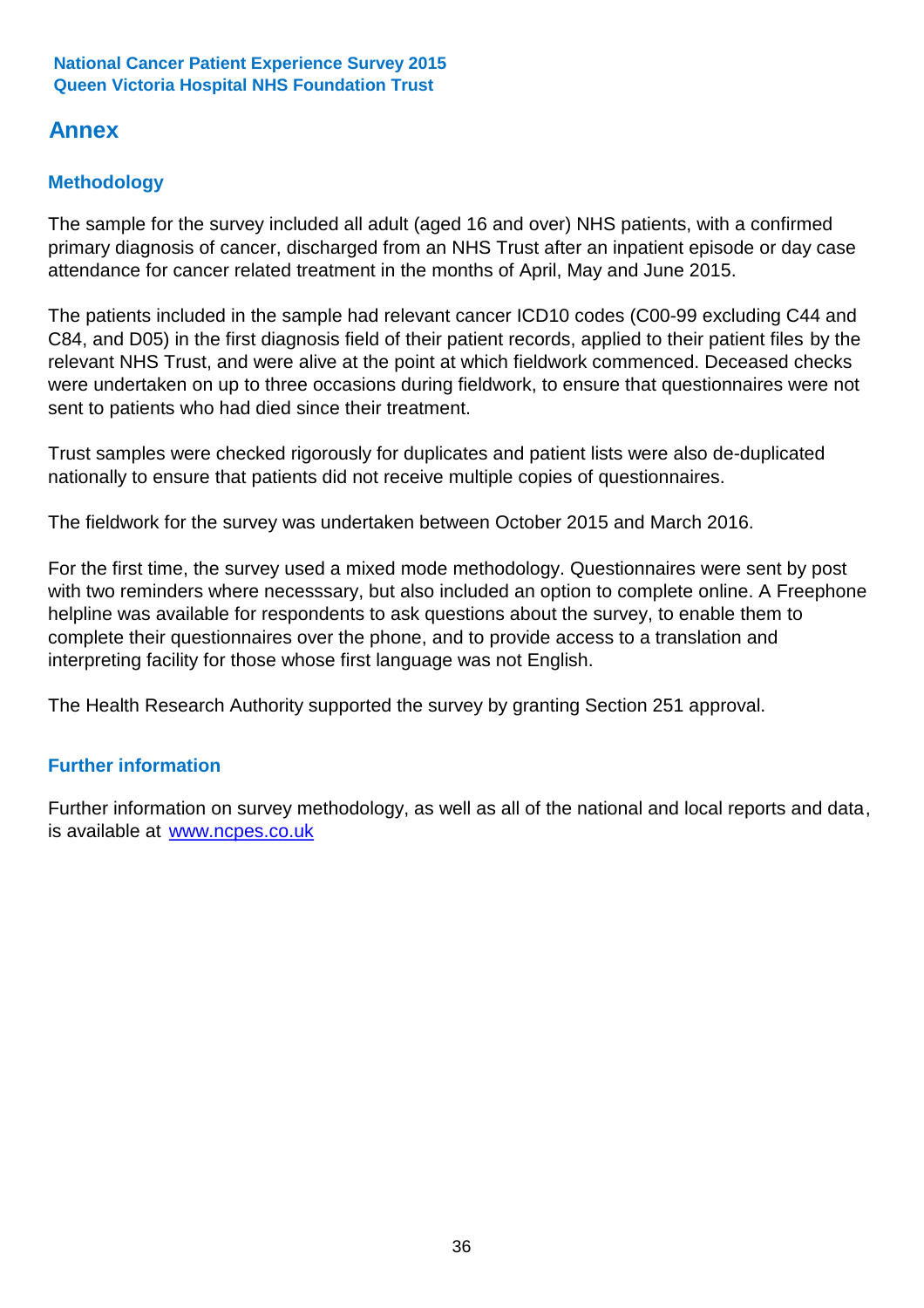# Annex

## Methodology

The sample for the survey included all adult (aged 16 and over) NHS patients, with a confirmed primary diagnosis of cancer, discharged from an NHS Trust after an inpatient episode or day case attendance for cancer related treatment in the months of April, May and June 2015.

The patients included in the sample had relevant cancer ICD10 codes (C00-99 excluding C44 and C84, and D05) in the first diagnosis field of their patient records, applied to their patient files by the relevant NHS Trust, and were alive at the point at which fieldwork commenced. Deceased checks were undertaken on up to three occasions during fieldwork, to ensure that questionnaires were not sent to patients who had died since their treatment.

Trust samples were checked rigorously for duplicates and patient lists were also de-duplicated nationally to ensure that patients did not receive multiple copies of questionnaires.

The fieldwork for the survey was undertaken between October 2015 and March 2016.

For the first time, the survey used a mixed mode methodology. Questionnaires were sent by post with two reminders where necesssary, but also included an option to complete online. A Freephone helpline was available for respondents to ask questions about the survey, to enable them to complete their questionnaires over the phone, and to provide access to a translation and interpreting facility for those whose first language was not English.

The Health Research Authority supported the survey by granting Section 251 approval.

## Further information

Further information on survey methodology, as well as all of the national and local reports and data, is available at [www.ncpes.co.uk](www.ncpes.co.uk)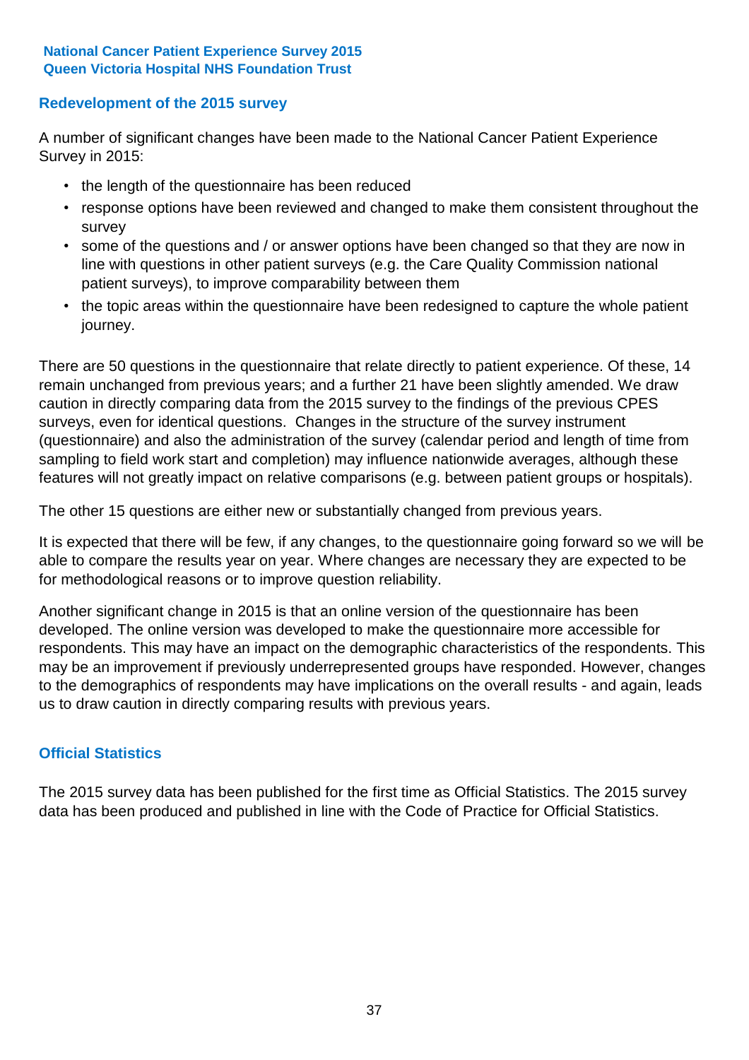## Redevelopment of the 2015 survey

A number of significant changes have been made to the National Cancer Patient Experience Survey in 2015:

- the length of the questionnaire has been reduced
- response options have been reviewed and changed to make them consistent throughout the survey
- some of the questions and / or answer options have been changed so that they are now in line with questions in other patient surveys (e.g. the Care Quality Commission national patient surveys), to improve comparability between them
- the topic areas within the questionnaire have been redesigned to capture the whole patient journey.

There are 50 questions in the questionnaire that relate directly to patient experience. Of these, 14 remain unchanged from previous years; and a further 21 have been slightly amended. We draw caution in directly comparing data from the 2015 survey to the findings of the previous CPES surveys, even for identical questions. Changes in the structure of the survey instrument (questionnaire) and also the administration of the survey (calendar period and length of time from sampling to field work start and completion) may influence nationwide averages, although these features will not greatly impact on relative comparisons (e.g. between patient groups or hospitals).

The other 15 questions are either new or substantially changed from previous years.

It is expected that there will be few, if any changes, to the questionnaire going forward so we will be able to compare the results year on year. Where changes are necessary they are expected to be for methodological reasons or to improve question reliability.

Another significant change in 2015 is that an online version of the questionnaire has been developed. The online version was developed to make the questionnaire more accessible for respondents. This may have an impact on the demographic characteristics of the respondents. This may be an improvement if previously underrepresented groups have responded. However, changes to the demographics of respondents may have implications on the overall results - and again, leads us to draw caution in directly comparing results with previous years.

## Official Statistics

The 2015 survey data has been published for the first time as Official Statistics. The 2015 survey data has been produced and published in line with the Code of Practice for Official Statistics.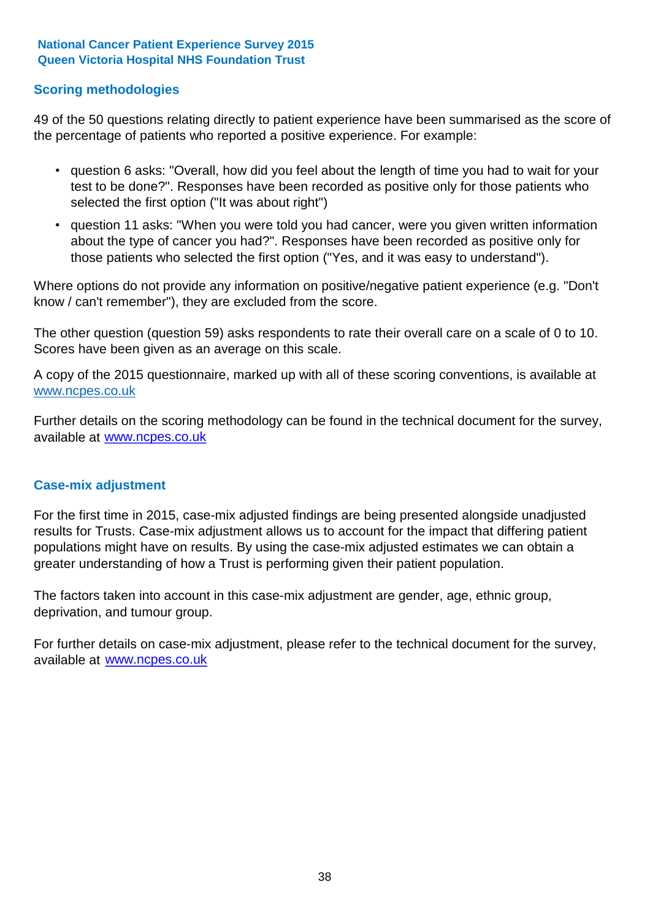## Scoring methodologies

49 of the 50 questions relating directly to patient experience have been summarised as the score of the percentage of patients who reported a positive experience. For example:

- question 6 asks: "Overall, how did you feel about the length of time you had to wait for your test to be done?". Responses have been recorded as positive only for those patients who selected the first option ("It was about right")
- question 11 asks: "When you were told you had cancer, were you given written information about the type of cancer you had?". Responses have been recorded as positive only for those patients who selected the first option ("Yes, and it was easy to understand").

Where options do not provide any information on positive/negative patient experience (e.g. "Don't know / can't remember"), they are excluded from the score.

The other question (question 59) asks respondents to rate their overall care on a scale of 0 to 10. Scores have been given as an average on this scale.

A copy of the 2015 questionnaire, marked up with all of these scoring conventions, is available at www.ncpes.co.uk

Further details on the scoring methodology can be found in the technical document for the survey, available at www.ncpes.co.uk

## Case-mix adjustment

For the first time in 2015, case-mix adjusted findings are being presented alongside unadjusted results for Trusts. Case-mix adjustment allows us to account for the impact that differing patient populations might have on results. By using the case-mix adjusted estimates we can obtain a greater understanding of how a Trust is performing given their patient population.

The factors taken into account in this case-mix adjustment are gender, age, ethnic group, deprivation, and tumour group.

For further details on case-mix adjustment, please refer to the technical document for the survey, available at www.ncpes.co.uk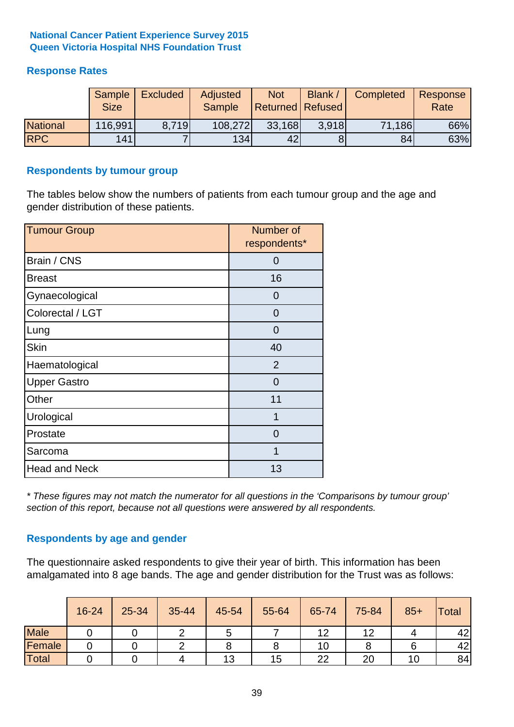**National Cancer Patient Experience Survey 2015**
**Queen Victoria Hospital NHS Foundation Trust**

## Response Rates

| | Sample Size | Excluded | Adjusted Sample | Not Returned | Blank / Refused | Completed | Response Rate |
|---|---|---|---|---|---|---|---|
| National | 116,991 | 8,719 | 108,272 | 33,168 | 3,918 | 71,186 | 66% |
| RPC | 141 | 7 | 134 | 42 | 8 | 84 | 63% |

## Respondents by tumour group

The tables below show the numbers of patients from each tumour group and the age and gender distribution of these patients.

| Tumour Group | Number of respondents* |
|---|---|
| Brain / CNS | 0 |
| Breast | 16 |
| Gynaecological | 0 |
| Colorectal / LGT | 0 |
| Lung | 0 |
| Skin | 40 |
| Haematological | 2 |
| Upper Gastro | 0 |
| Other | 11 |
| Urological | 1 |
| Prostate | 0 |
| Sarcoma | 1 |
| Head and Neck | 13 |

*\* These figures may not match the numerator for all questions in the 'Comparisons by tumour group' section of this report, because not all questions were answered by all respondents.*

## Respondents by age and gender

The questionnaire asked respondents to give their year of birth. This information has been amalgamated into 8 age bands. The age and gender distribution for the Trust was as follows:

| | 16-24 | 25-34 | 35-44 | 45-54 | 55-64 | 65-74 | 75-84 | 85+ | Total |
|---|---|---|---|---|---|---|---|---|---|
| Male | 0 | 0 | 2 | 5 | 7 | 12 | 12 | 4 | 42 |
| Female | 0 | 0 | 2 | 8 | 8 | 10 | 8 | 6 | 42 |
| Total | 0 | 0 | 4 | 13 | 15 | 22 | 20 | 10 | 84 |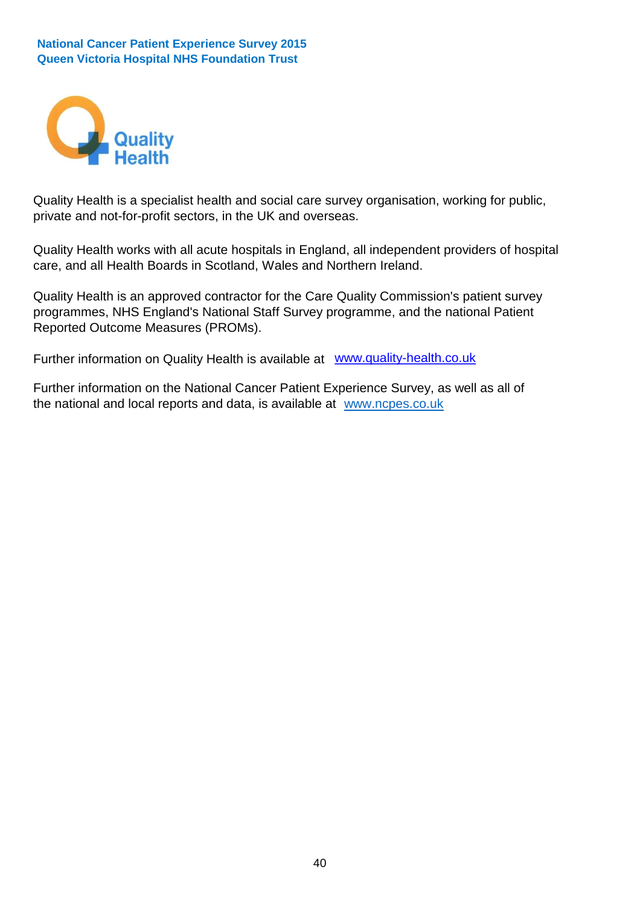Quality Health is a specialist health and social care survey organisation, working for public, private and not-for-profit sectors, in the UK and overseas.

Quality Health works with all acute hospitals in England, all independent providers of hospital care, and all Health Boards in Scotland, Wales and Northern Ireland.

Quality Health is an approved contractor for the Care Quality Commission's patient survey programmes, NHS England's National Staff Survey programme, and the national Patient Reported Outcome Measures (PROMs).

Further information on Quality Health is available at [www.quality-health.co.uk](http://www.quality-health.co.uk)

Further information on the National Cancer Patient Experience Survey, as well as all of the national and local reports and data, is available at [www.ncpes.co.uk](http://www.ncpes.co.uk)